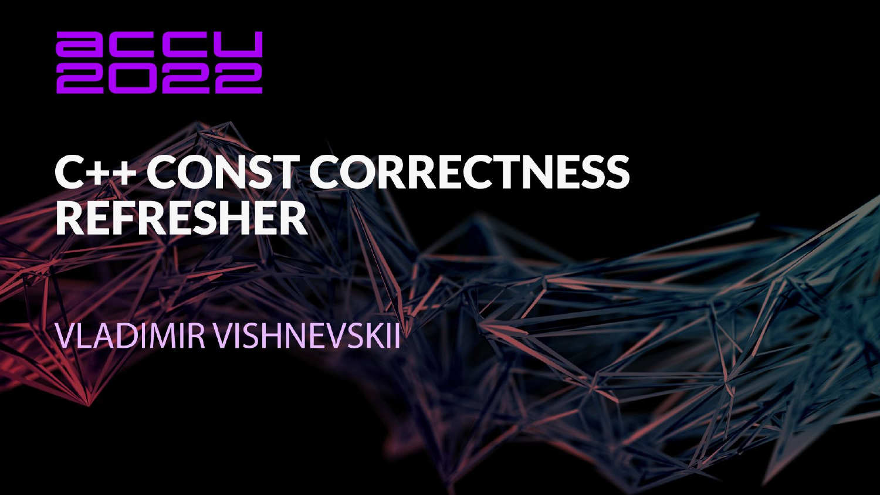accu
2022

# C++ CONST CORRECTNESS REFRESHER

VLADIMIR VISHNEVSKII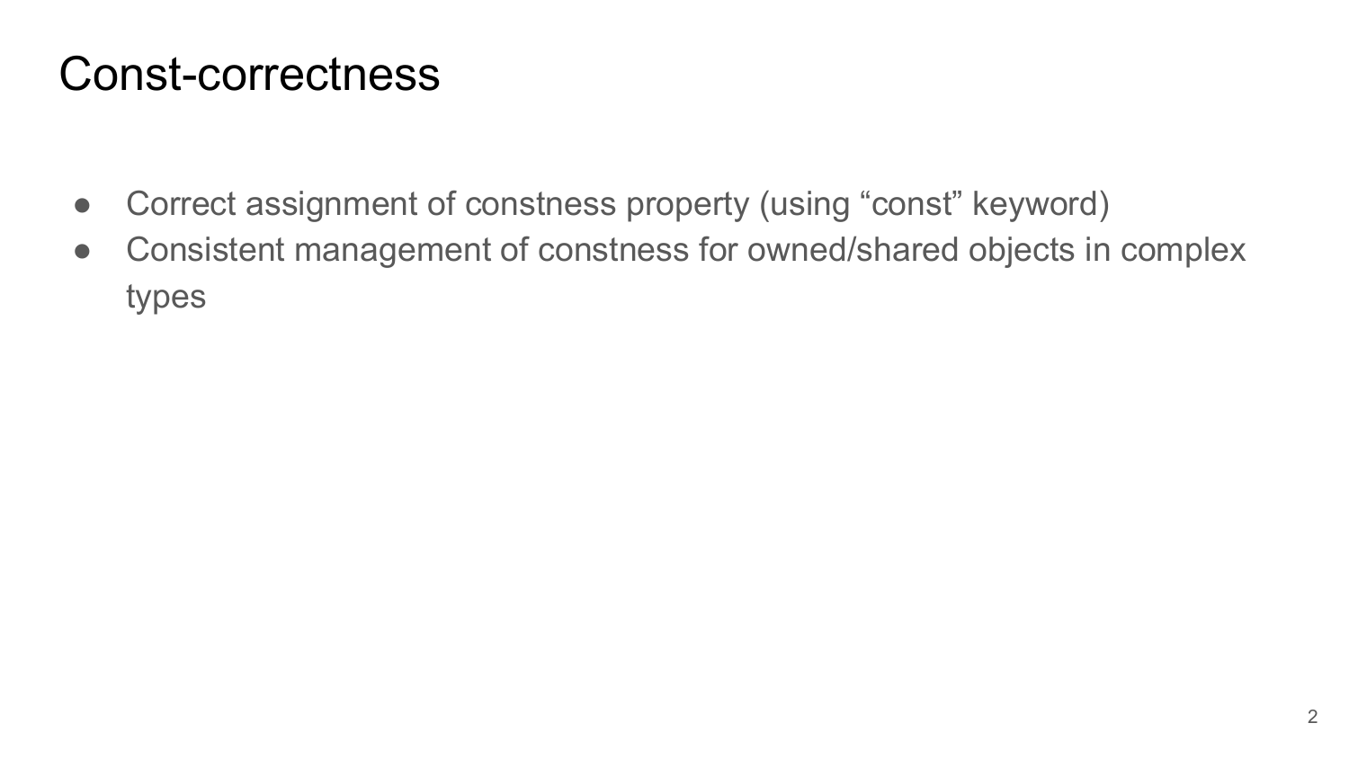# Const-correctness

- Correct assignment of constness property (using “const” keyword)
- Consistent management of constness for owned/shared objects in complex types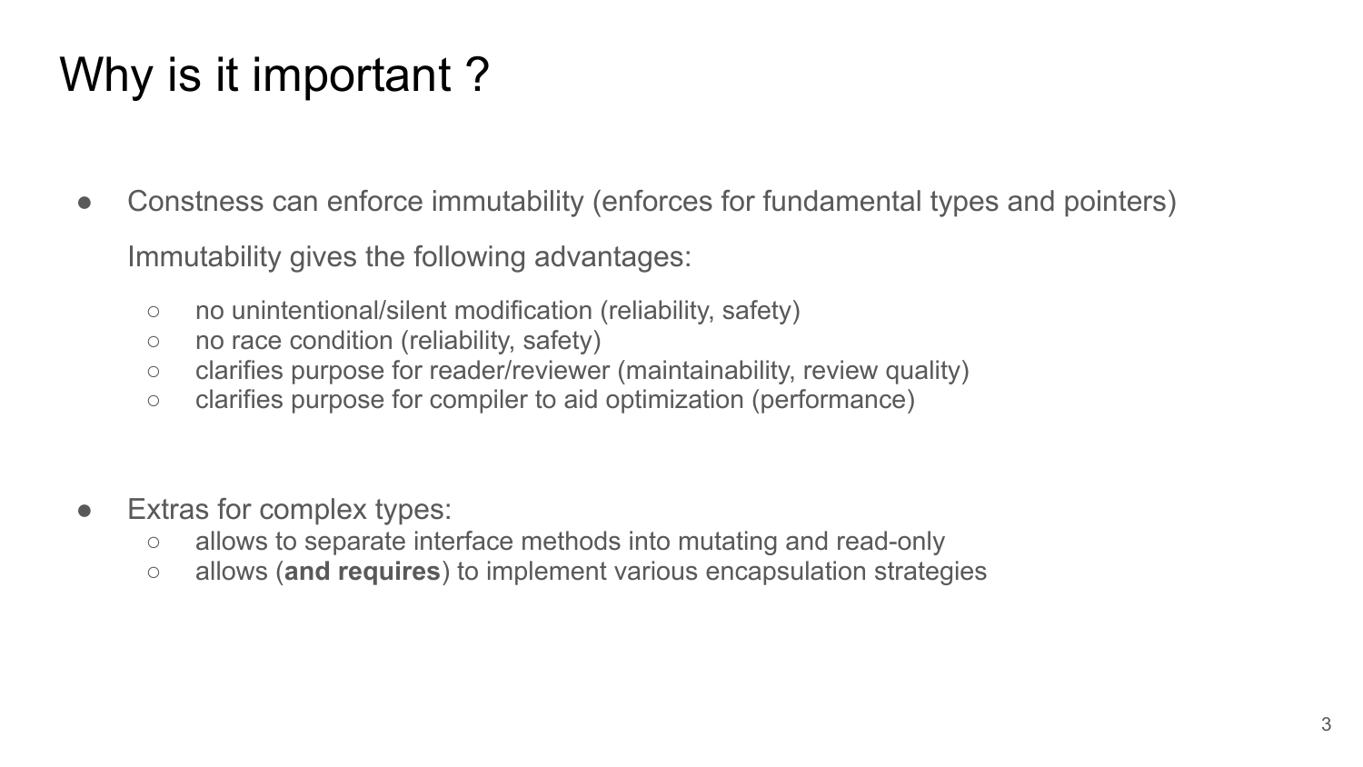# Why is it important ?

- Constness can enforce immutability (enforces for fundamental types and pointers)

  Immutability gives the following advantages:

  - no unintentional/silent modification (reliability, safety)
  - no race condition (reliability, safety)
  - clarifies purpose for reader/reviewer (maintainability, review quality)
  - clarifies purpose for compiler to aid optimization (performance)

- Extras for complex types:
  - allows to separate interface methods into mutating and read-only
  - allows (**and requires**) to implement various encapsulation strategies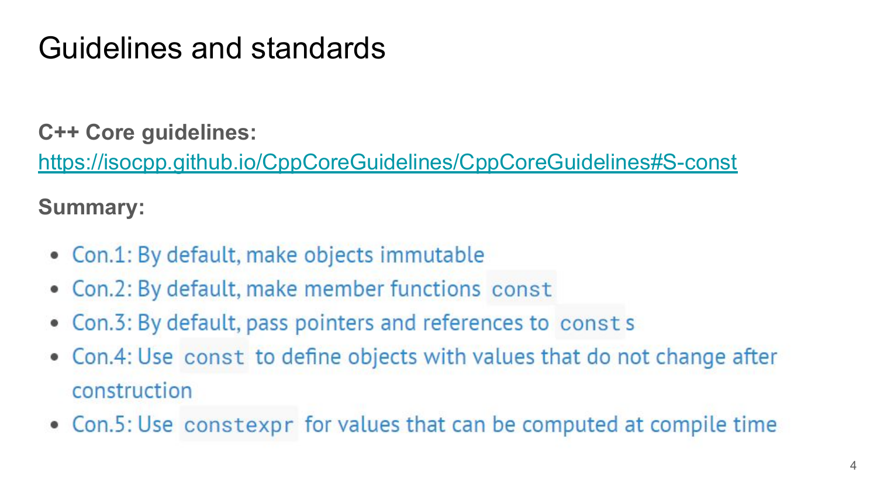# Guidelines and standards

**C++ Core guidelines:**
https://isocpp.github.io/CppCoreGuidelines/CppCoreGuidelines#S-const

**Summary:**

- Con.1: By default, make objects immutable
- Con.2: By default, make member functions `const`
- Con.3: By default, pass pointers and references to `const`s
- Con.4: Use `const` to define objects with values that do not change after construction
- Con.5: Use `constexpr` for values that can be computed at compile time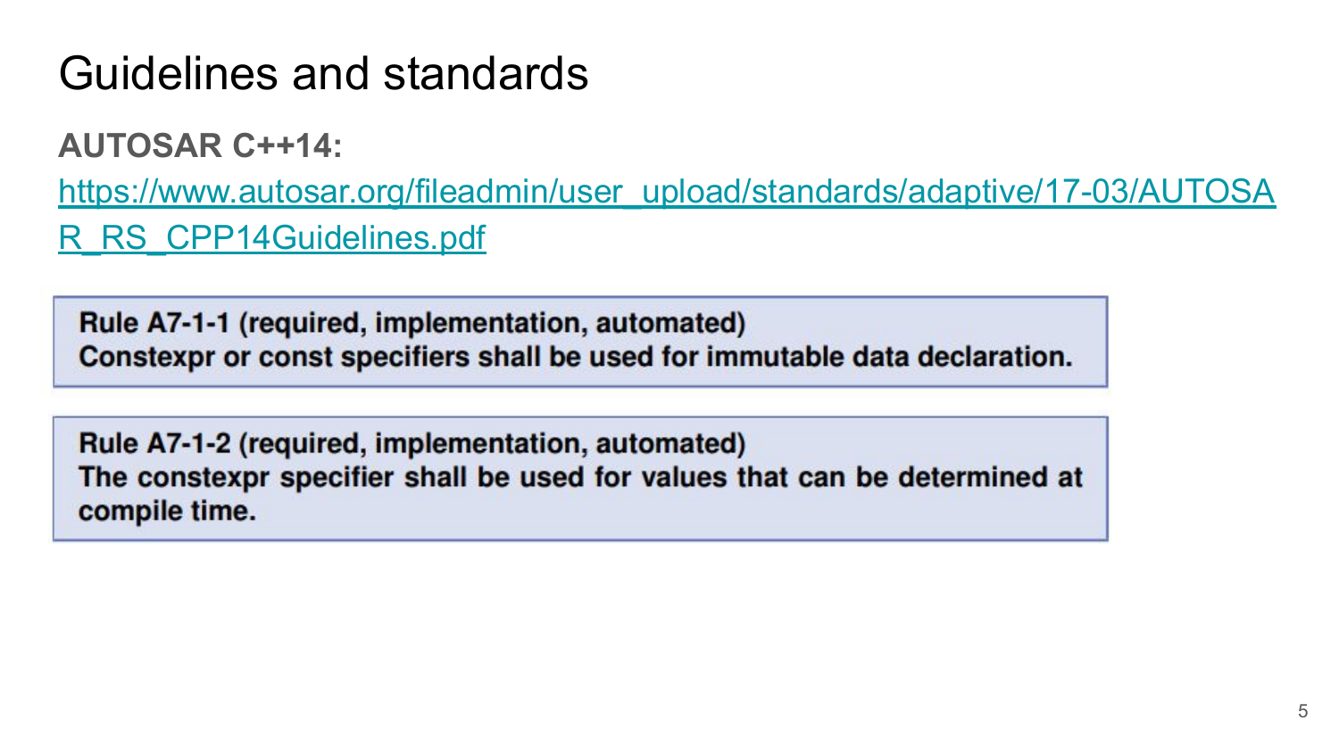# Guidelines and standards

**AUTOSAR C++14:**

[https://www.autosar.org/fileadmin/user_upload/standards/adaptive/17-03/AUTOSAR_RS_CPP14Guidelines.pdf](https://www.autosar.org/fileadmin/user_upload/standards/adaptive/17-03/AUTOSAR_RS_CPP14Guidelines.pdf)

> **Rule A7-1-1 (required, implementation, automated)**
> **Constexpr or const specifiers shall be used for immutable data declaration.**

> **Rule A7-1-2 (required, implementation, automated)**
> **The constexpr specifier shall be used for values that can be determined at compile time.**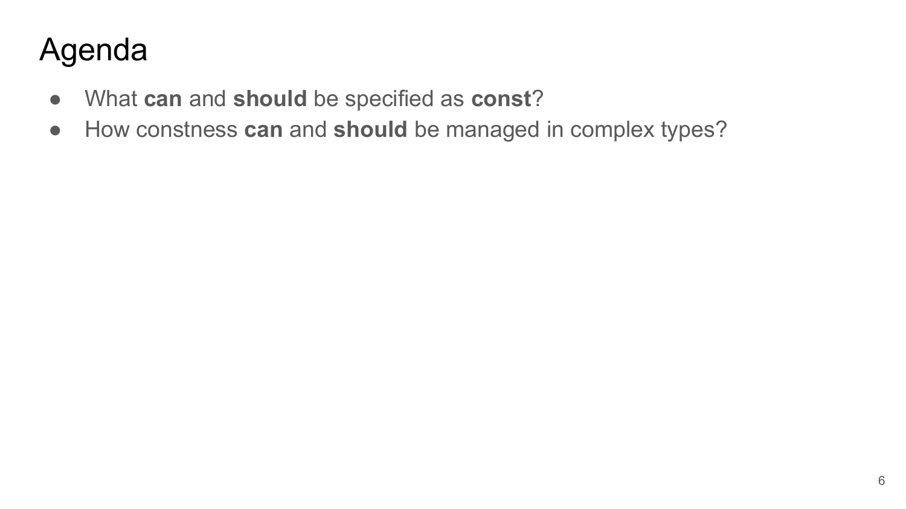# Agenda

- What **can** and **should** be specified as **const**?
- How constness **can** and **should** be managed in complex types?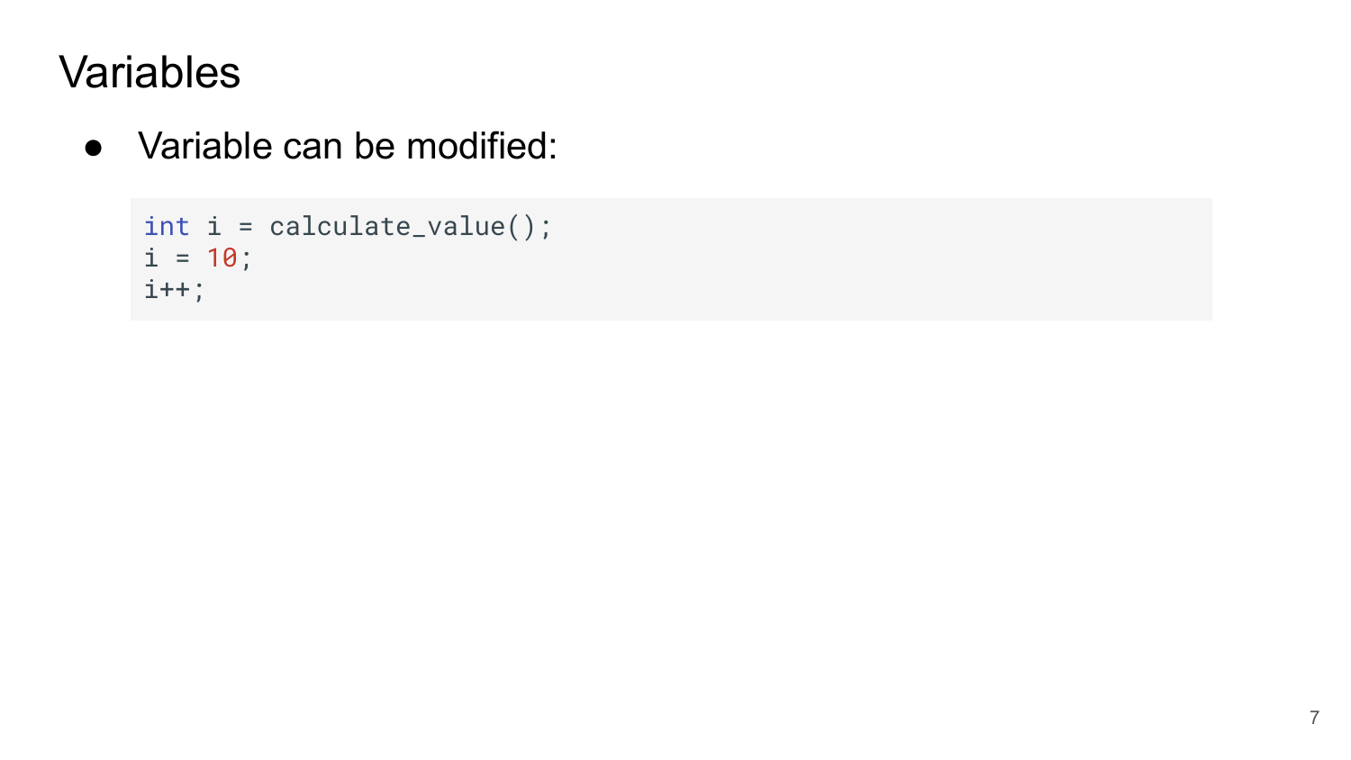# Variables

- Variable can be modified:

```
int i = calculate_value();
i = 10;
i++;
```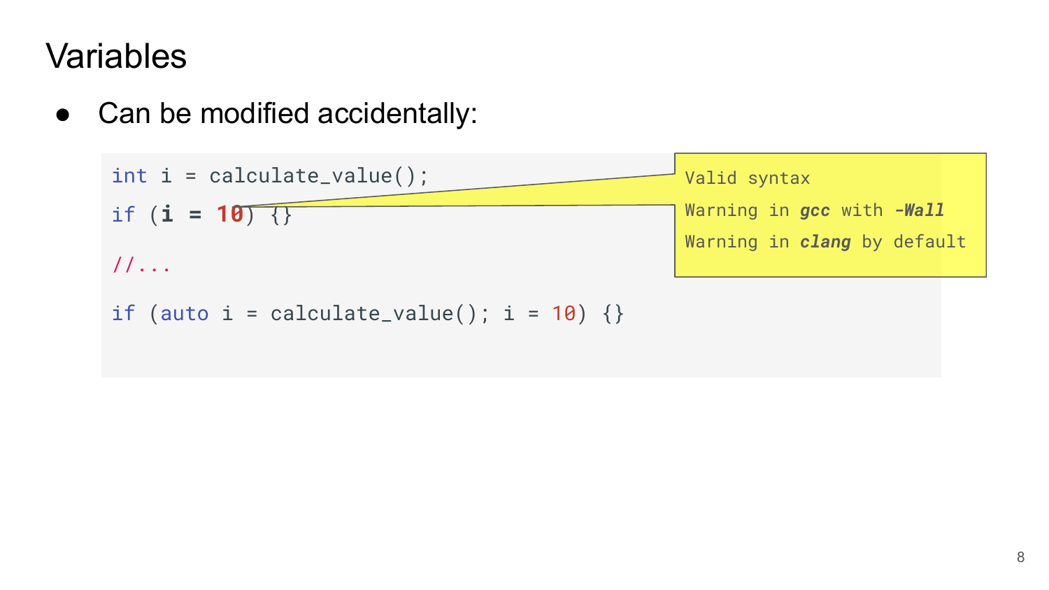# Variables

- Can be modified accidentally:

```
int i = calculate_value();
if (i = 10) {}

//...

if (auto i = calculate_value(); i = 10) {}
```

> Valid syntax
> Warning in ***gcc*** with ***-Wall***
> Warning in ***clang*** by default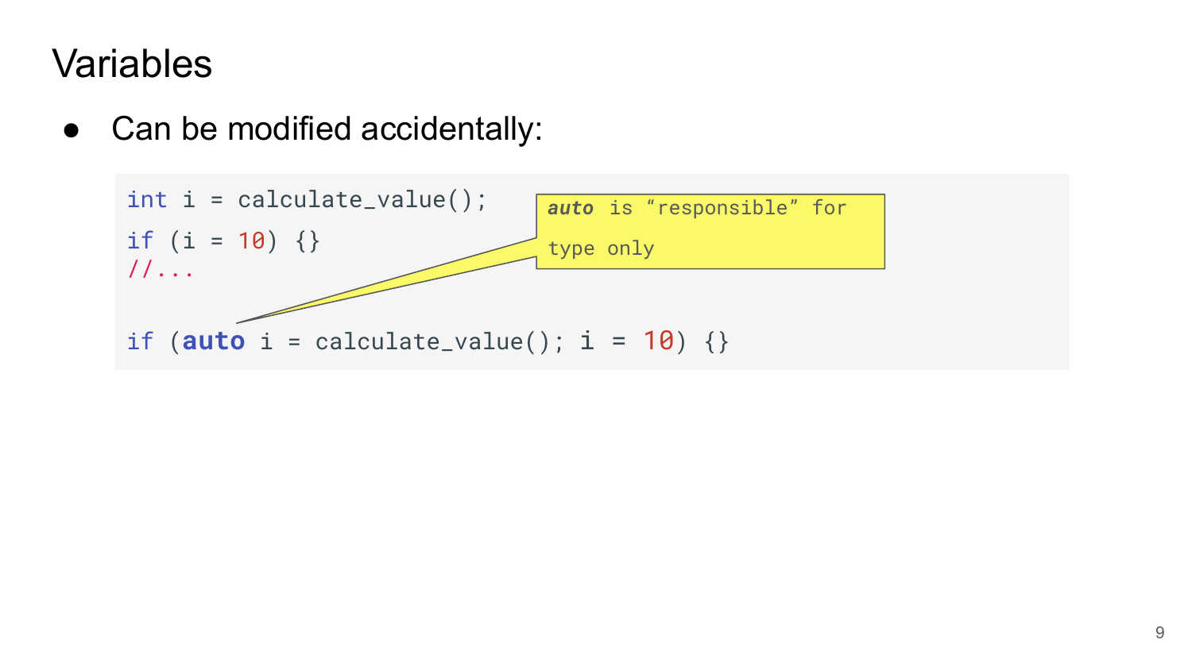# Variables

- Can be modified accidentally:

```
int i = calculate_value();
if (i = 10) {}
//...

if (auto i = calculate_value(); i = 10) {}
```

*auto* is "responsible" for type only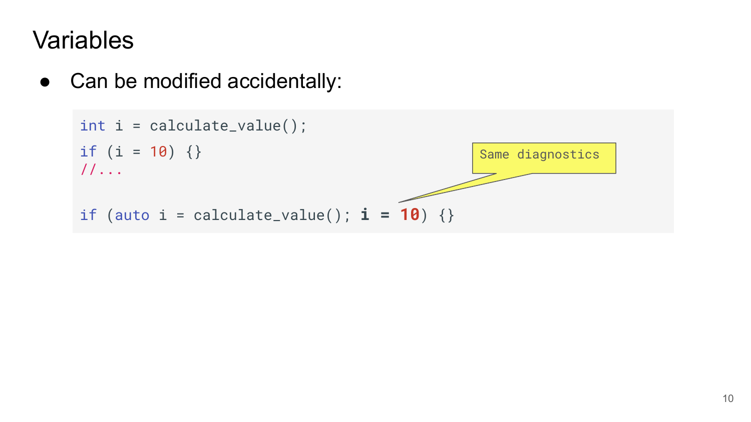# Variables

- Can be modified accidentally:

```
int i = calculate_value();
if (i = 10) {}
//...

if (auto i = calculate_value(); i = 10) {}
```

Same diagnostics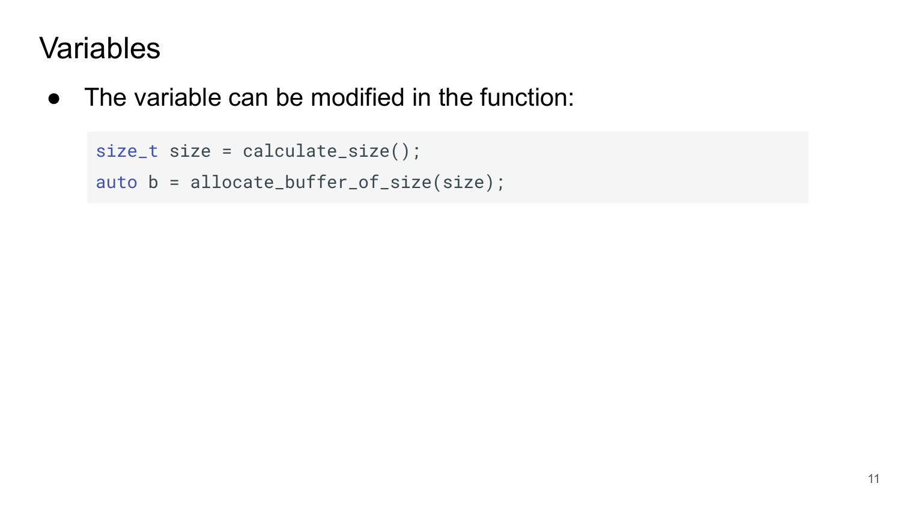# Variables

- The variable can be modified in the function:

```
size_t size = calculate_size();
auto b = allocate_buffer_of_size(size);
```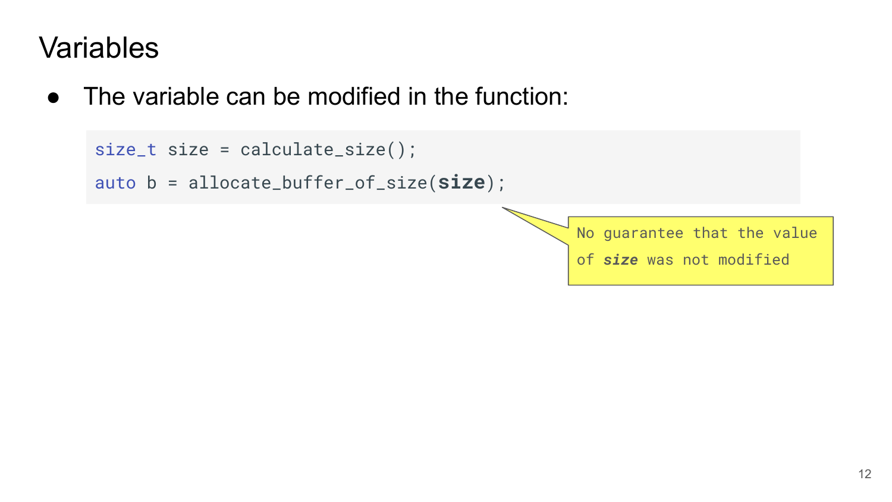# Variables

- The variable can be modified in the function:

```
size_t size = calculate_size();
auto b = allocate_buffer_of_size(size);
```

> No guarantee that the value of ***size*** was not modified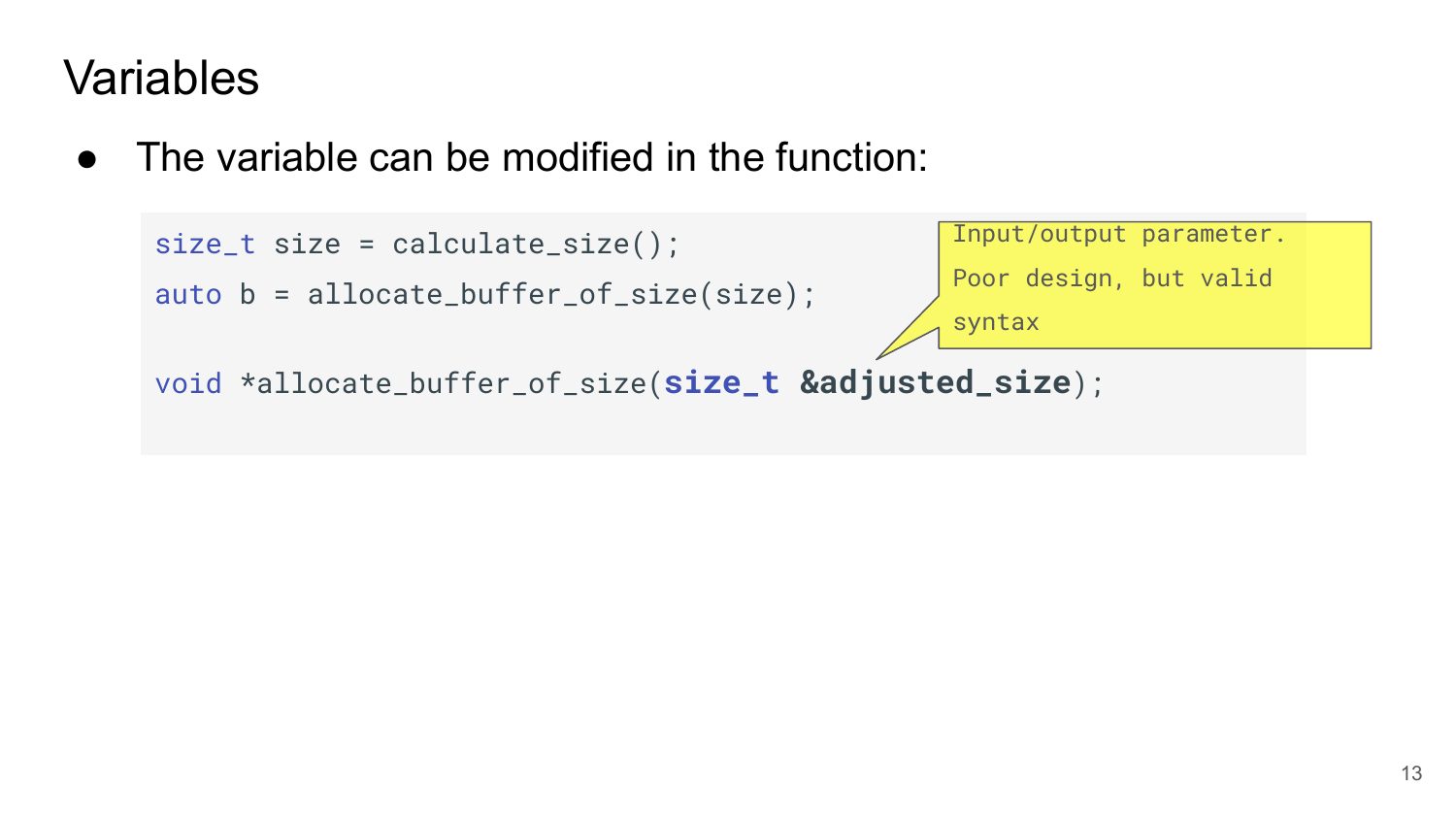# Variables

- The variable can be modified in the function:

```
size_t size = calculate_size();
auto b = allocate_buffer_of_size(size);

void *allocate_buffer_of_size(size_t &adjusted_size);
```

Input/output parameter. Poor design, but valid syntax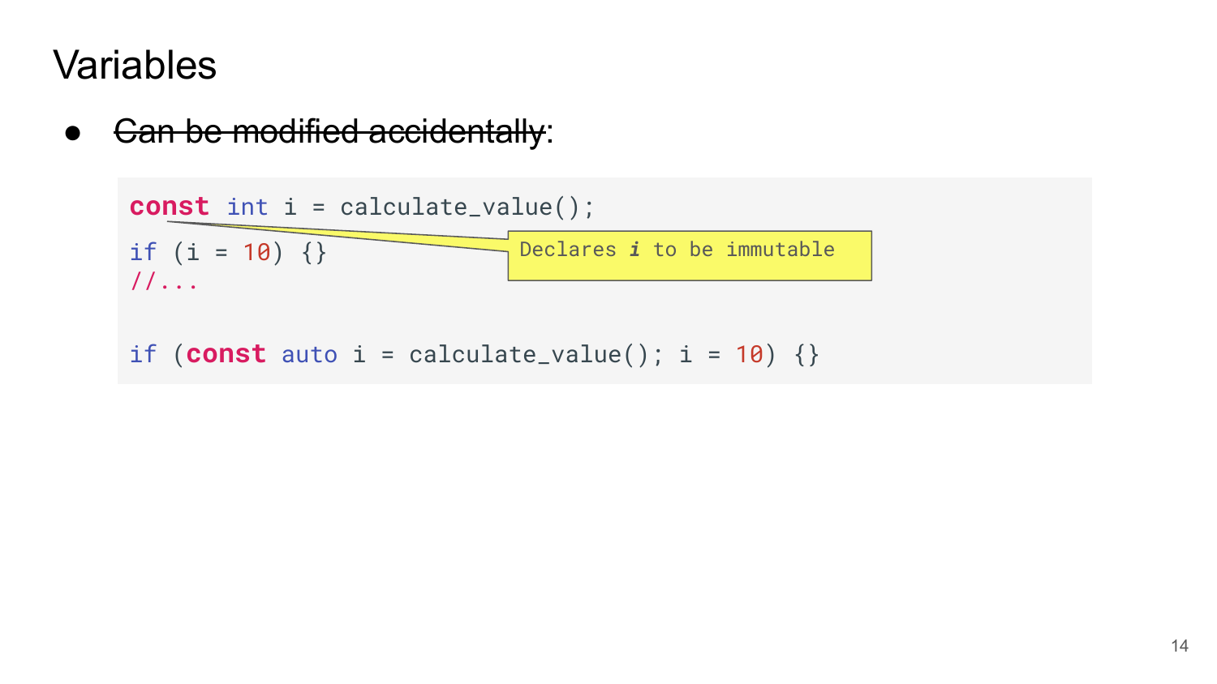# Variables

- ~~Can be modified accidentally~~:

```
const int i = calculate_value();
if (i = 10) {}
//...

if (const auto i = calculate_value(); i = 10) {}
```

Declares *i* to be immutable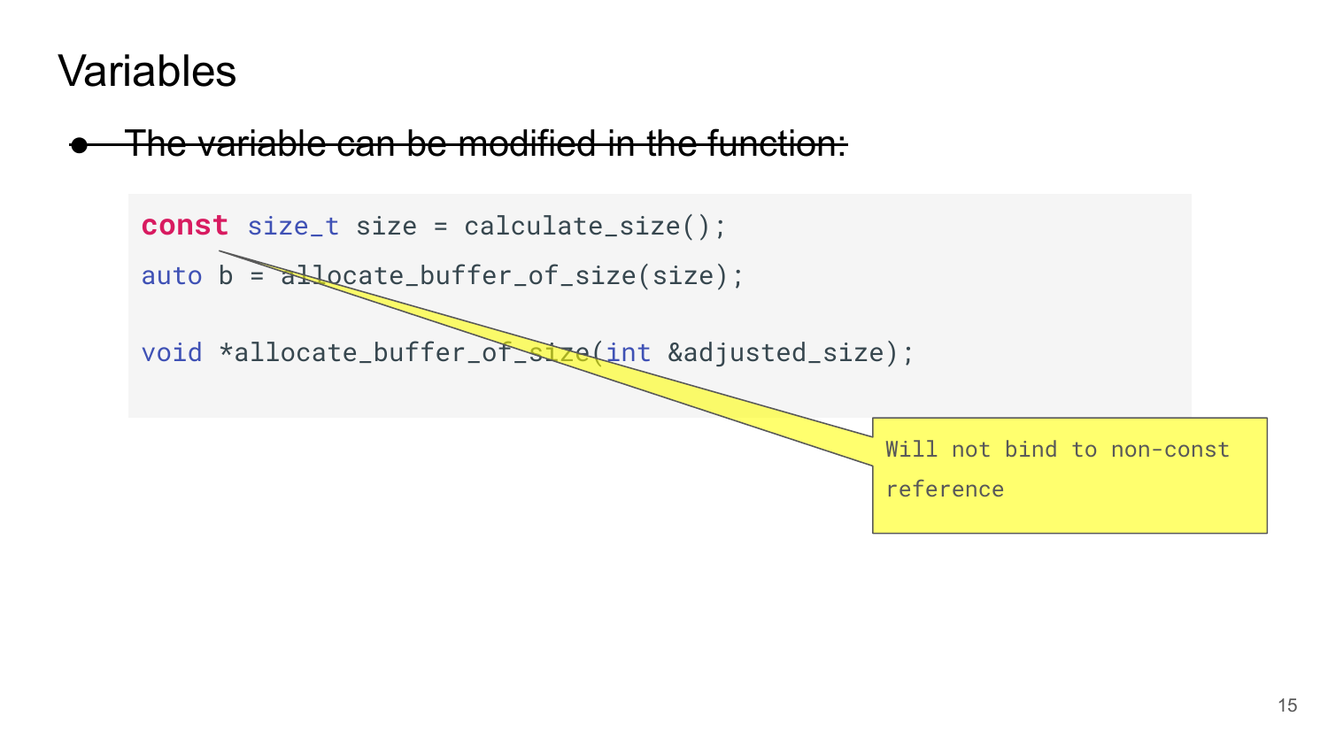# Variables

- ~~The variable can be modified in the function:~~

```
const size_t size = calculate_size();
auto b = allocate_buffer_of_size(size);

void *allocate_buffer_of_size(int &adjusted_size);
```

Will not bind to non-const reference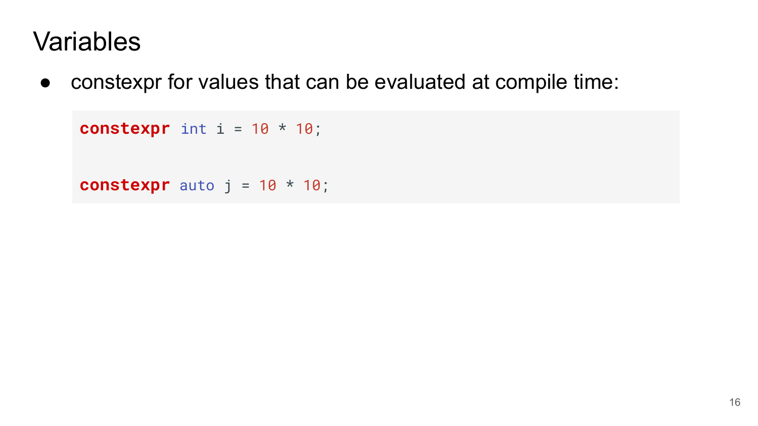# Variables

- constexpr for values that can be evaluated at compile time:

```
constexpr int i = 10 * 10;


constexpr auto j = 10 * 10;
```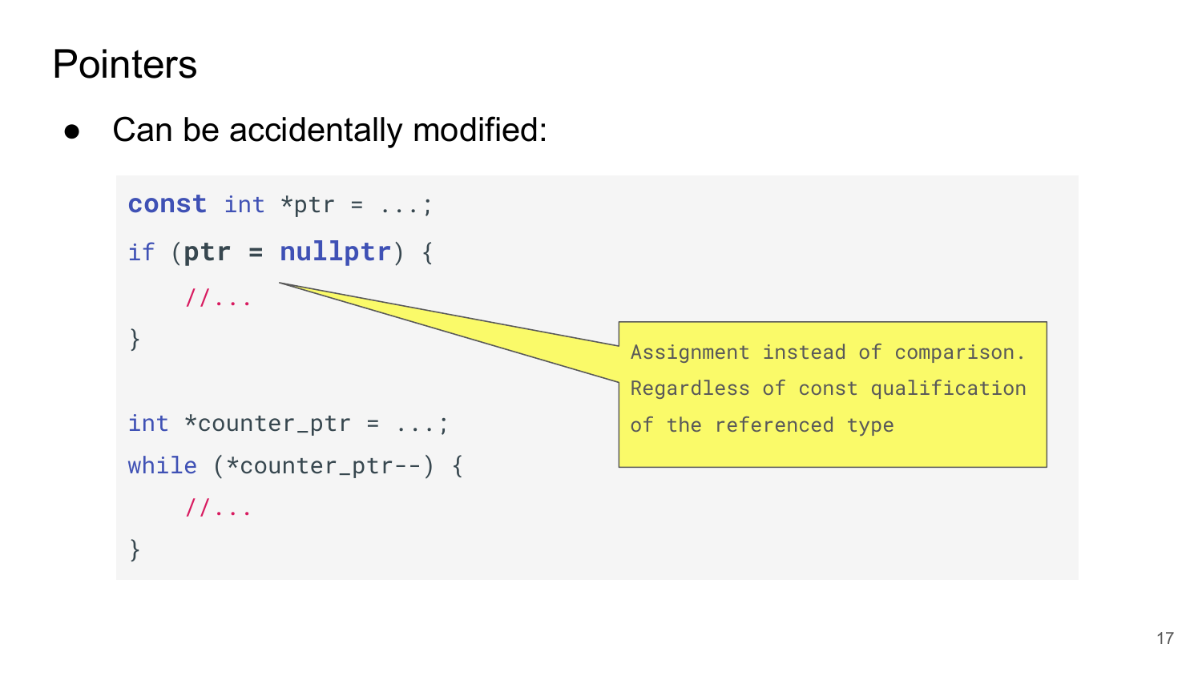# Pointers

- Can be accidentally modified:

```
const int *ptr = ...;
if (ptr = nullptr) {
    //...
}

int *counter_ptr = ...;
while (*counter_ptr--) {
    //...
}
```

Assignment instead of comparison. Regardless of const qualification of the referenced type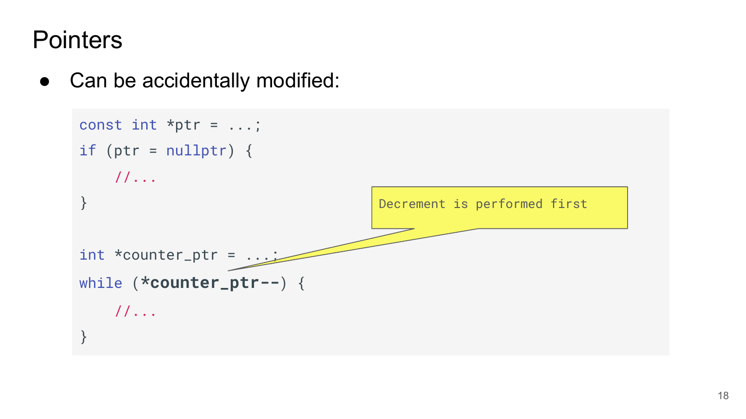# Pointers

- Can be accidentally modified:

```
const int *ptr = ...;
if (ptr = nullptr) {
    //...
}

int *counter_ptr = ...;
while (*counter_ptr--) {
    //...
}
```

Decrement is performed first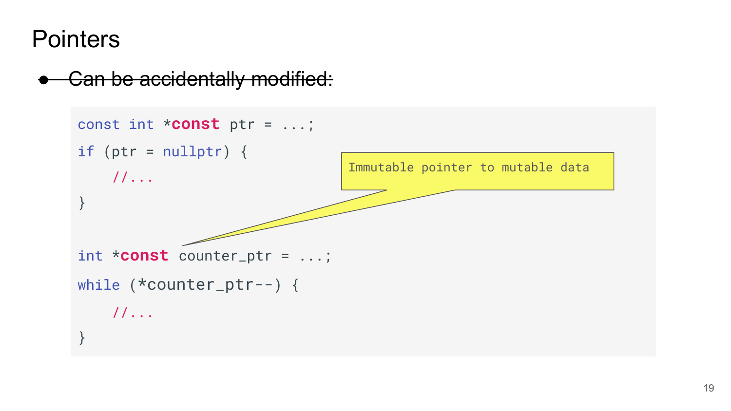# Pointers

- ~~Can be accidentally modified:~~

```
const int *const ptr = ...;
if (ptr = nullptr) {
    //...
}

int *const counter_ptr = ...;
while (*counter_ptr--) {
    //...
}
```

Immutable pointer to mutable data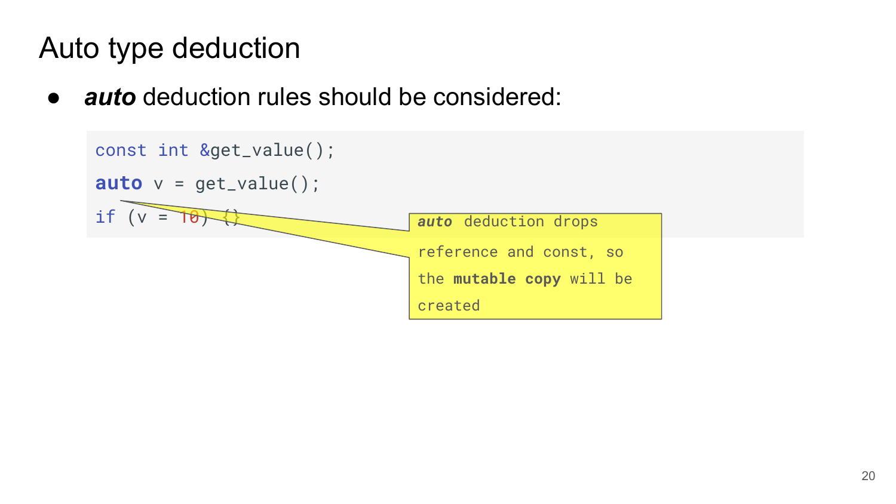# Auto type deduction

- ***auto*** deduction rules should be considered:

```
const int &get_value();
auto v = get_value();
if (v = 10) {}
```

> ***auto*** deduction drops reference and const, so the **mutable copy** will be created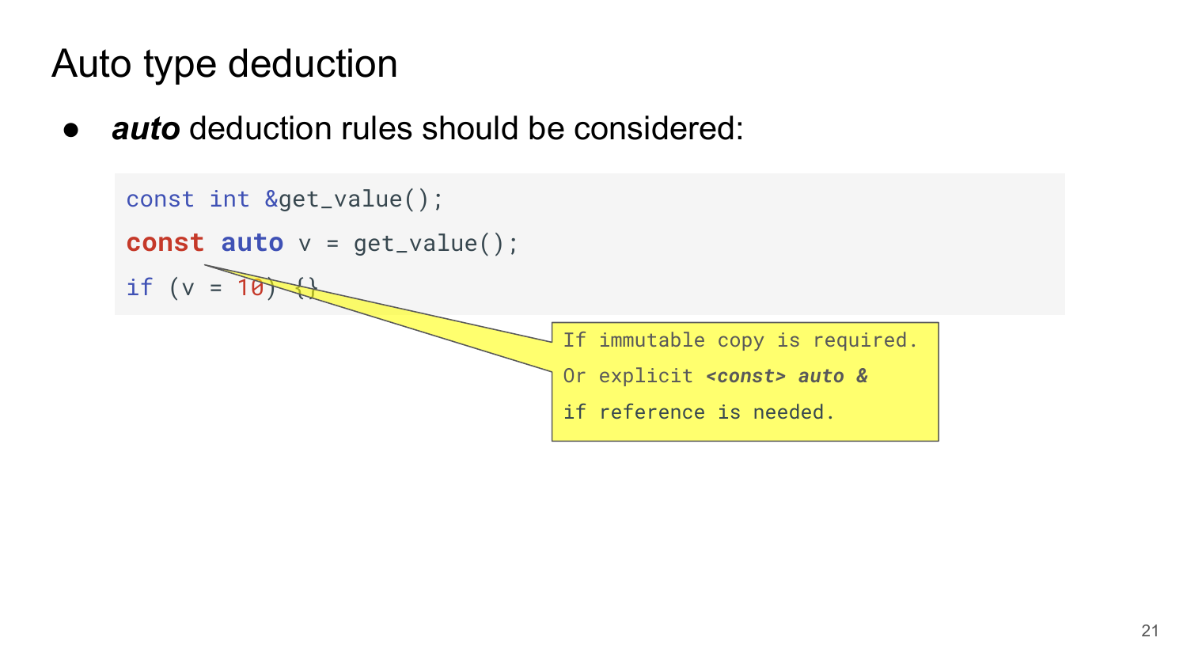# Auto type deduction

- ***auto*** deduction rules should be considered:

```
const int &get_value();
const auto v = get_value();
if (v = 10) {}
```

> If immutable copy is required.
> Or explicit ***<const> auto &***
> if reference is needed.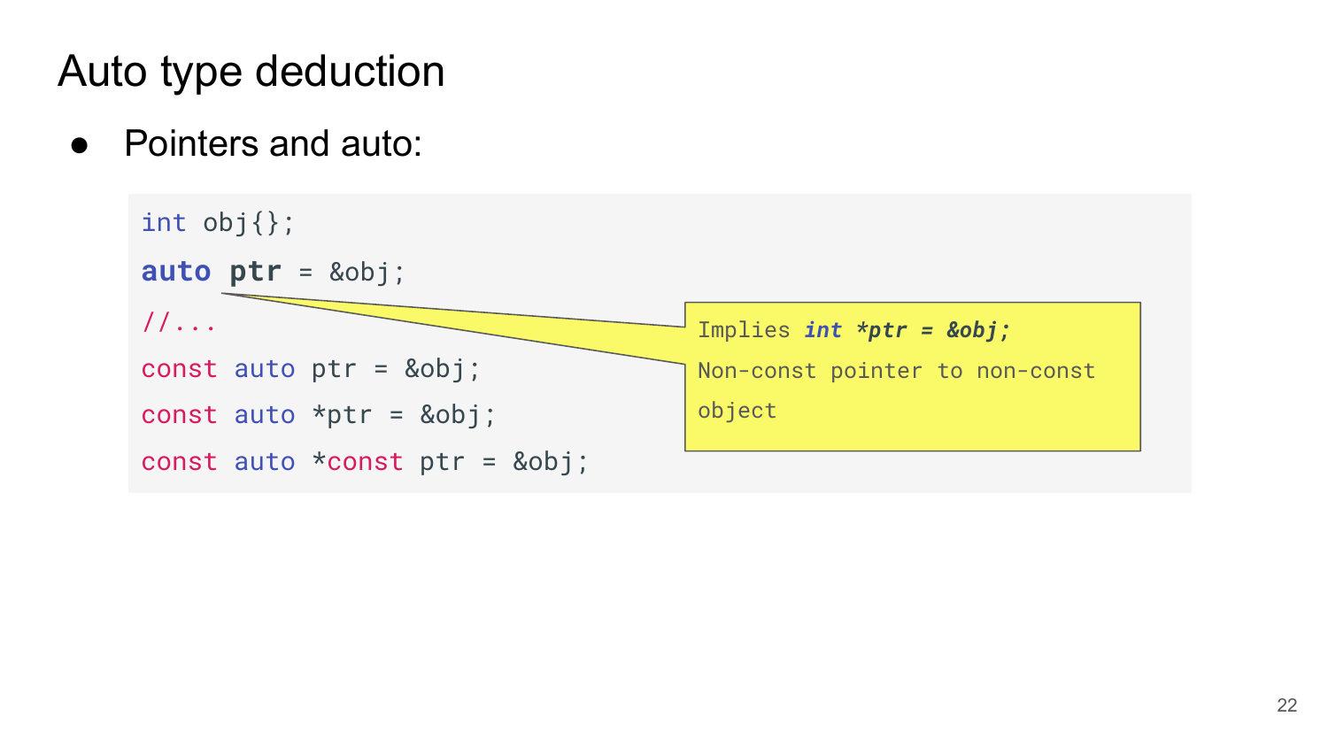# Auto type deduction

- Pointers and auto:

```
int obj{};
auto ptr = &obj;
//...
const auto ptr = &obj;
const auto *ptr = &obj;
const auto *const ptr = &obj;
```

Implies ***int *ptr = &obj;***
Non-const pointer to non-const object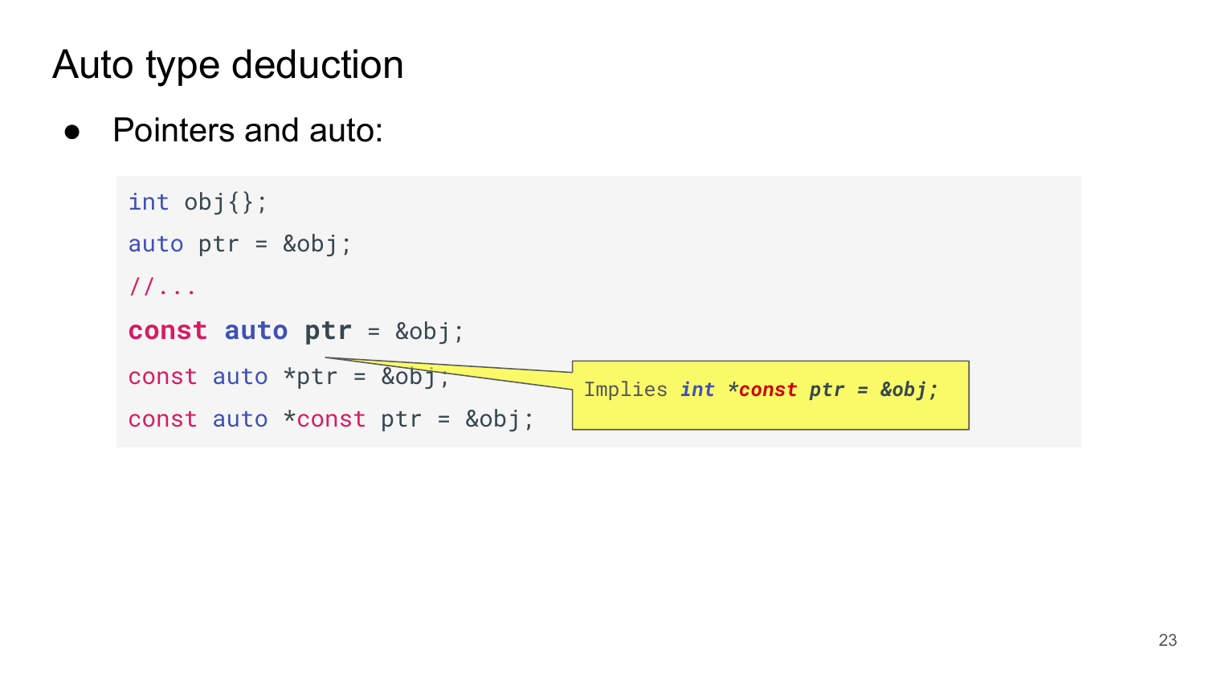# Auto type deduction

- Pointers and auto:

```
int obj{};
auto ptr = &obj;
//...
const auto ptr = &obj;
const auto *ptr = &obj;
const auto *const ptr = &obj;
```

Implies *int *const ptr = &obj;*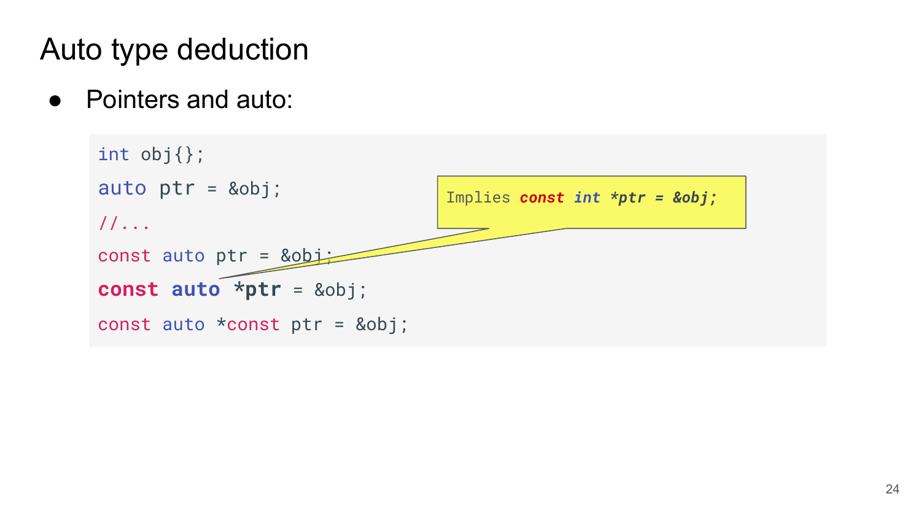# Auto type deduction

- Pointers and auto:

```
int obj{};
auto ptr = &obj;
//...
const auto ptr = &obj;
const auto *ptr = &obj;
const auto *const ptr = &obj;
```

Implies `const int *ptr = &obj;`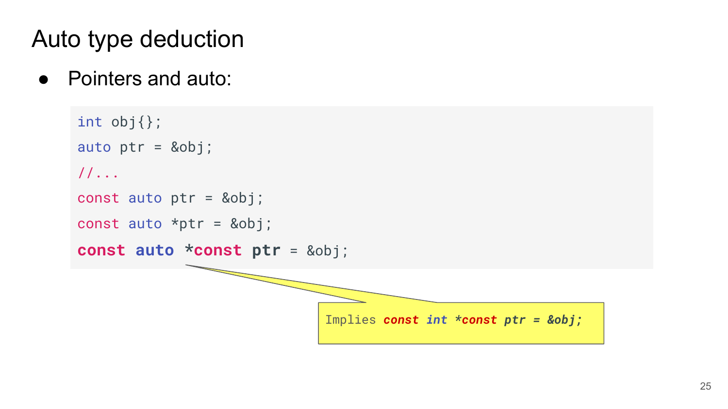# Auto type deduction

- Pointers and auto:

```
int obj{};
auto ptr = &obj;
//...
const auto ptr = &obj;
const auto *ptr = &obj;
const auto *const ptr = &obj;
```

Implies `const int *const ptr = &obj;`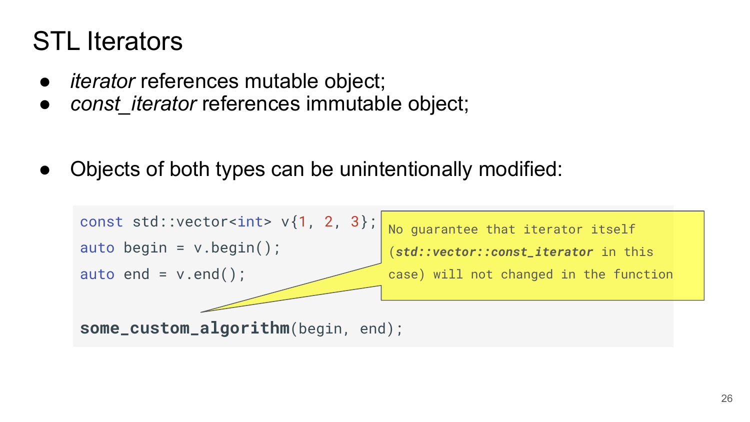# STL Iterators

- *iterator* references mutable object;
- *const_iterator* references immutable object;

- Objects of both types can be unintentionally modified:

```
const std::vector<int> v{1, 2, 3};
auto begin = v.begin();
auto end = v.end();

some_custom_algorithm(begin, end);
```

No guarantee that iterator itself (***std::vector::const_iterator*** in this case) will not changed in the function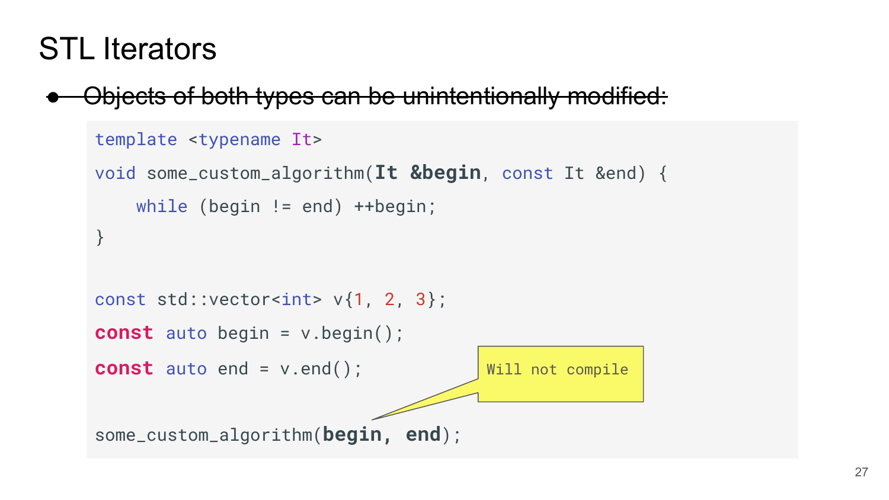# STL Iterators

- ~~Objects of both types can be unintentionally modified:~~

```
template <typename It>
void some_custom_algorithm(It &begin, const It &end) {
    while (begin != end) ++begin;
}

const std::vector<int> v{1, 2, 3};
const auto begin = v.begin();
const auto end = v.end();

some_custom_algorithm(begin, end);
```

Will not compile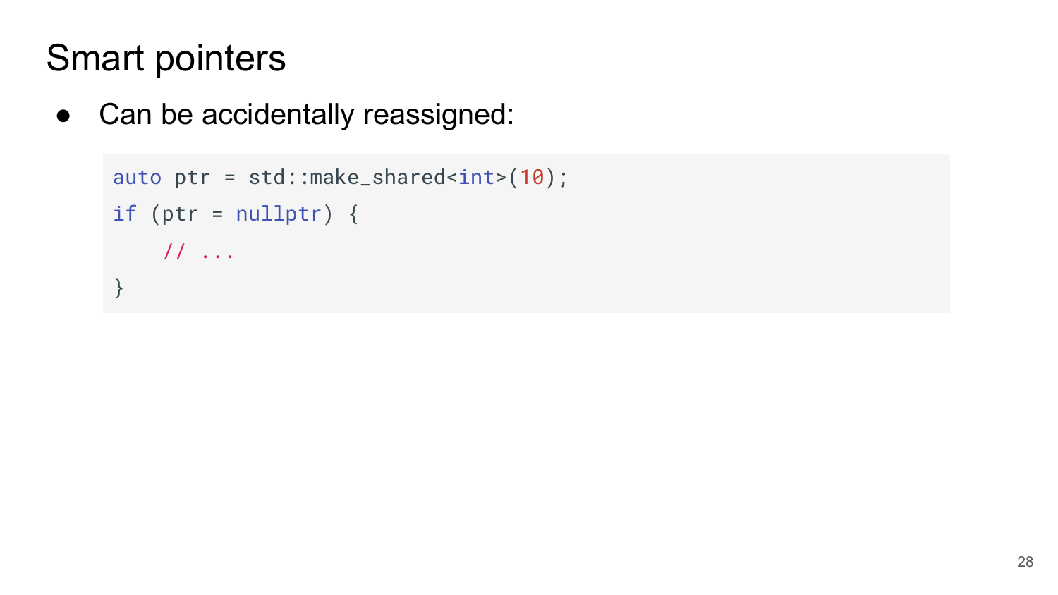# Smart pointers

- Can be accidentally reassigned:

```cpp
auto ptr = std::make_shared<int>(10);
if (ptr = nullptr) {
    // ...
}
```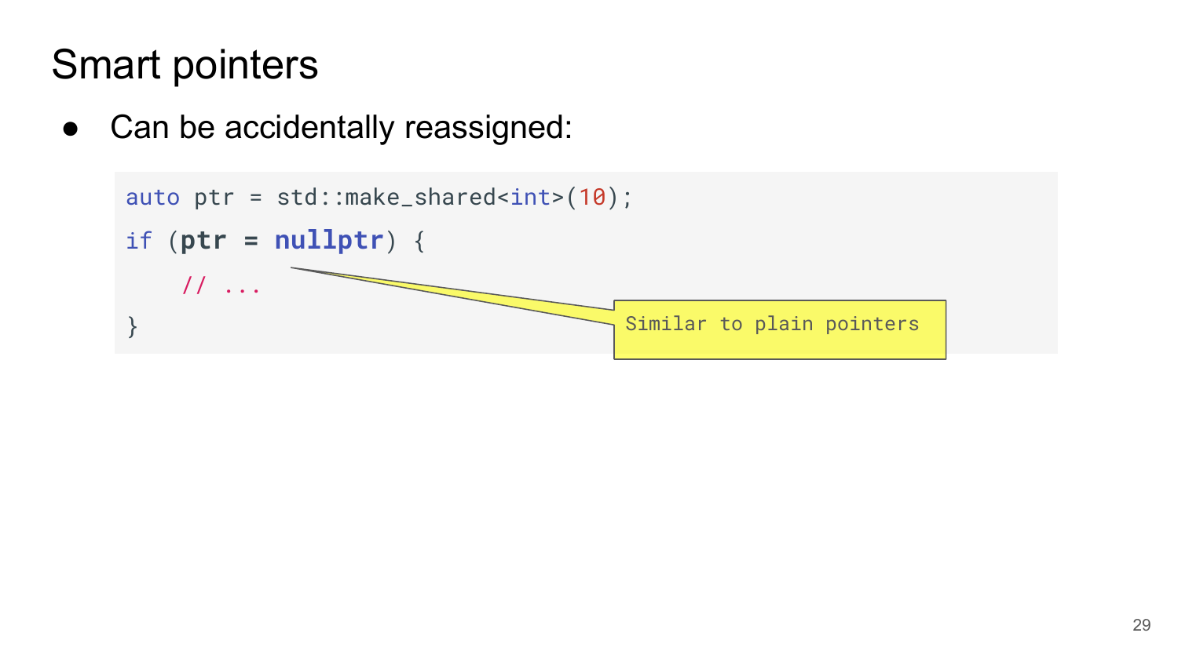# Smart pointers

- Can be accidentally reassigned:

```
auto ptr = std::make_shared<int>(10);
if (ptr = nullptr) {
    // ...
}
```

Similar to plain pointers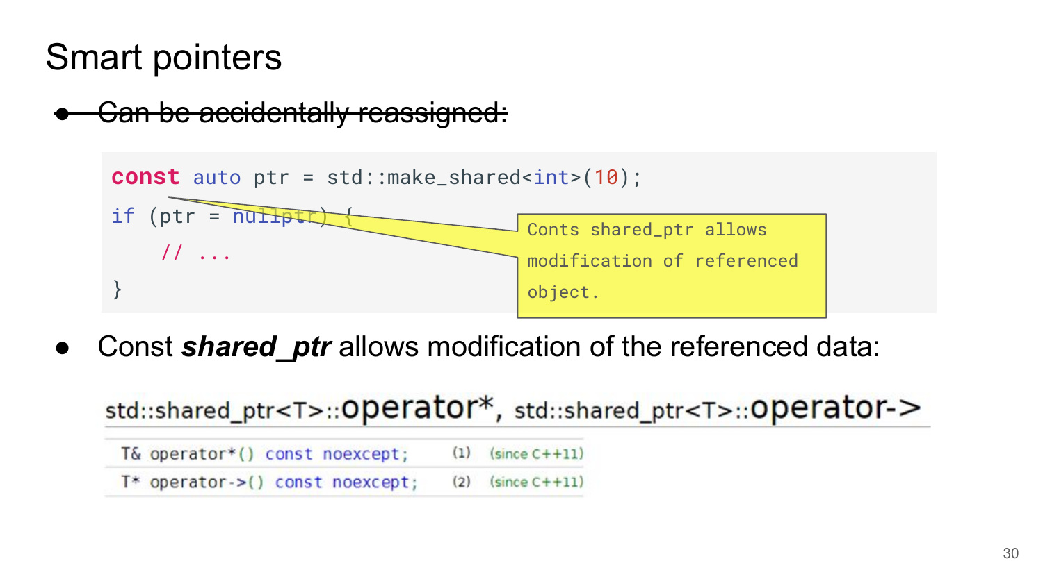# Smart pointers

- ~~Can be accidentally reassigned:~~

```
const auto ptr = std::make_shared<int>(10);
if (ptr = nullptr) {
    // ...
}
```

> Conts shared_ptr allows modification of referenced object.

- Const ***shared_ptr*** allows modification of the referenced data:

std::shared_ptr<T>::**operator***, std::shared_ptr<T>::**operator->**

| | | |
|---|---|---|
| `T& operator*() const noexcept;` | (1) | (since C++11) |
| `T* operator->() const noexcept;` | (2) | (since C++11) |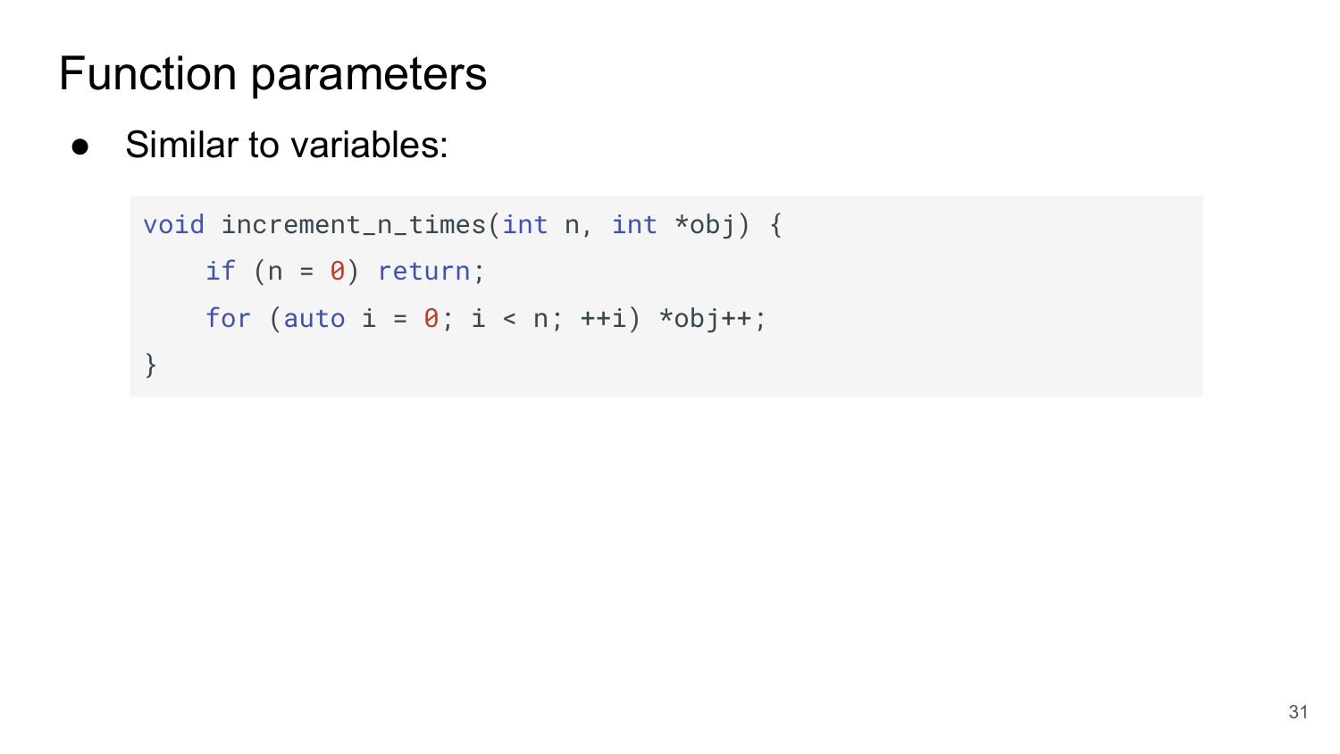# Function parameters

- Similar to variables:

```
void increment_n_times(int n, int *obj) {
    if (n = 0) return;
    for (auto i = 0; i < n; ++i) *obj++;
}
```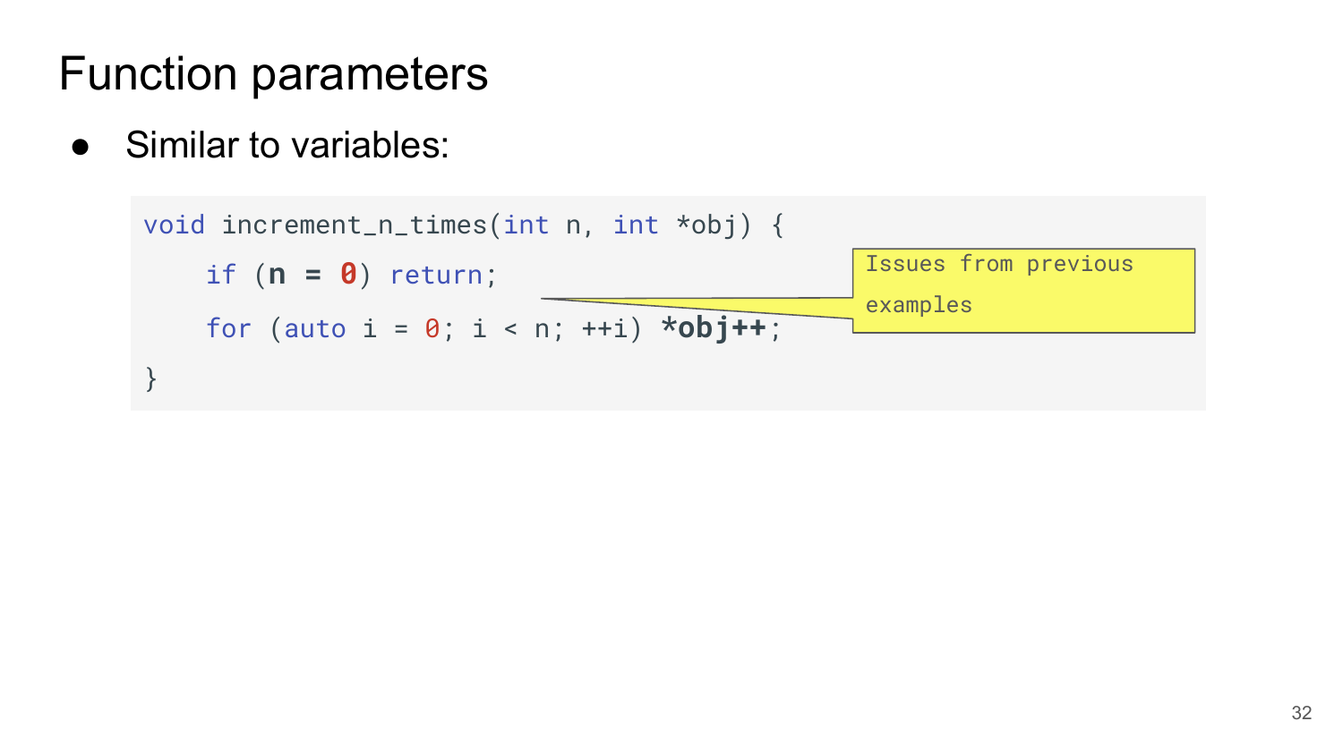# Function parameters

- Similar to variables:

```
void increment_n_times(int n, int *obj) {
    if (n = 0) return;
    for (auto i = 0; i < n; ++i) *obj++;
}
```

Issues from previous examples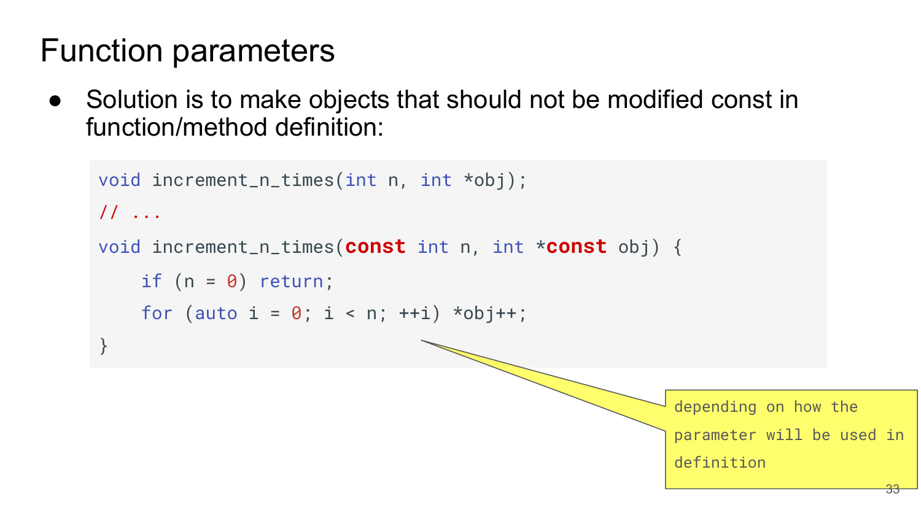# Function parameters

- Solution is to make objects that should not be modified const in function/method definition:

```
void increment_n_times(int n, int *obj);
// ...
void increment_n_times(const int n, int *const obj) {
    if (n = 0) return;
    for (auto i = 0; i < n; ++i) *obj++;
}
```

depending on how the parameter will be used in definition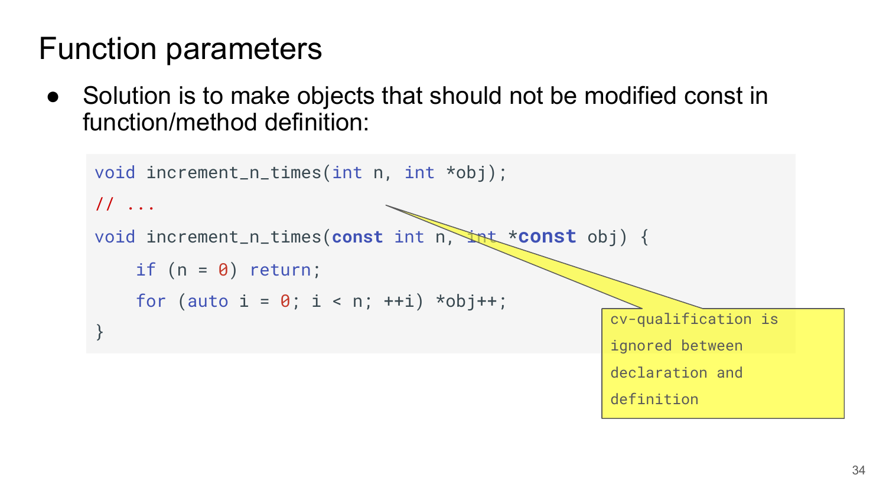# Function parameters

- Solution is to make objects that should not be modified const in function/method definition:

```
void increment_n_times(int n, int *obj);
// ...
void increment_n_times(const int n, int *const obj) {
    if (n = 0) return;
    for (auto i = 0; i < n; ++i) *obj++;
}
```

cv-qualification is ignored between declaration and definition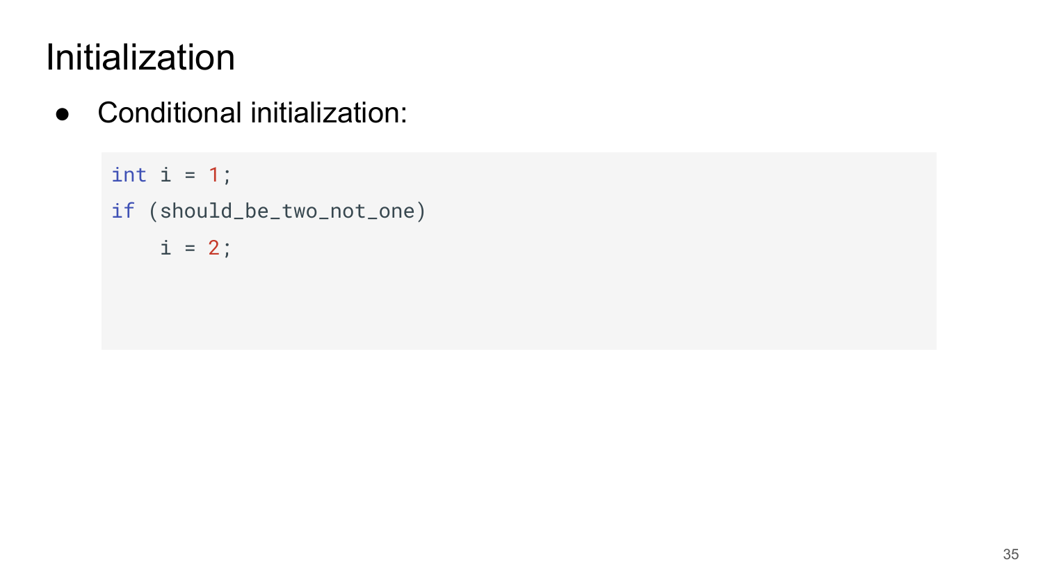# Initialization

- Conditional initialization:

```
int i = 1;
if (should_be_two_not_one)
    i = 2;
```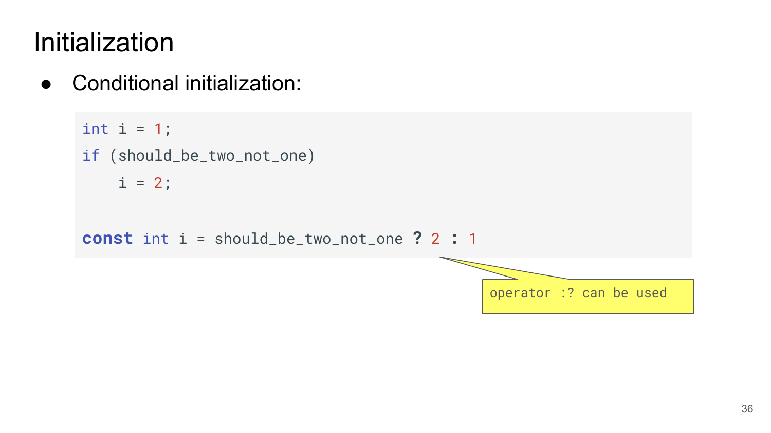# Initialization

- Conditional initialization:

```
int i = 1;
if (should_be_two_not_one)
    i = 2;

const int i = should_be_two_not_one ? 2 : 1
```

operator :? can be used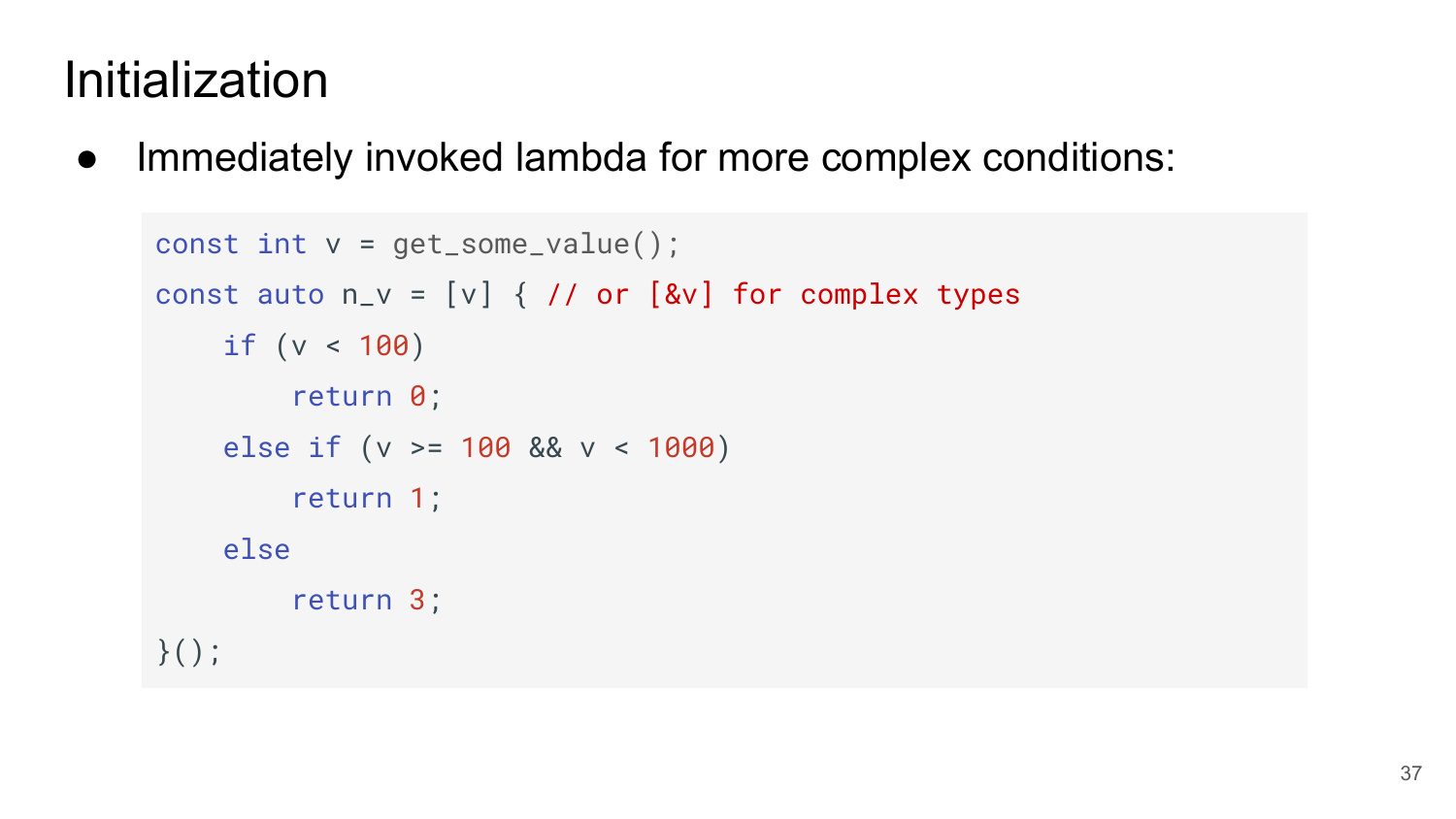# Initialization

- Immediately invoked lambda for more complex conditions:

```
const int v = get_some_value();
const auto n_v = [v] { // or [&v] for complex types
    if (v < 100)
        return 0;
    else if (v >= 100 && v < 1000)
        return 1;
    else
        return 3;
}();
```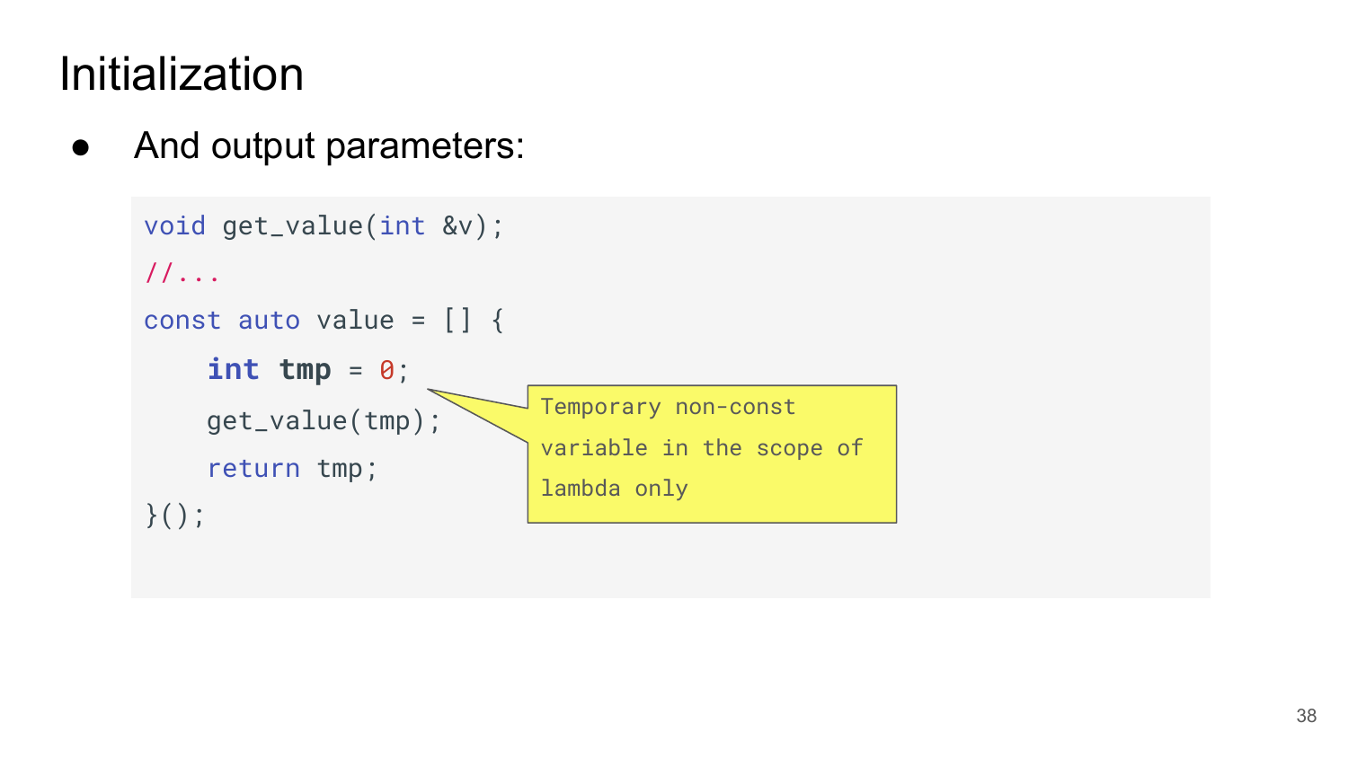# Initialization

- And output parameters:

```
void get_value(int &v);
//...
const auto value = [] {
    int tmp = 0;
    get_value(tmp);
    return tmp;
}();
```

> Temporary non-const variable in the scope of lambda only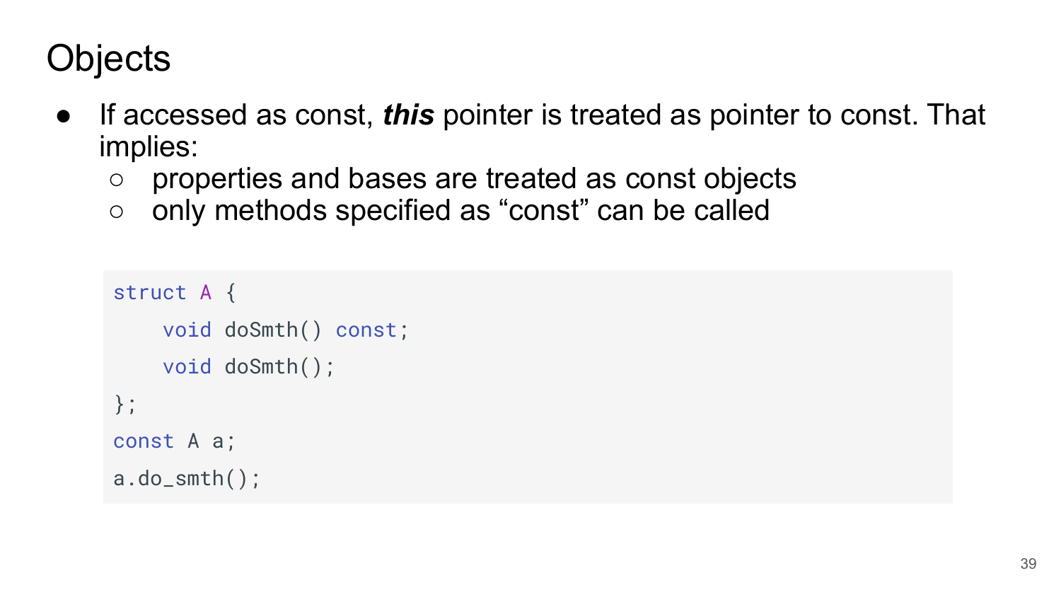# Objects

- If accessed as const, ***this*** pointer is treated as pointer to const. That implies:
  - properties and bases are treated as const objects
  - only methods specified as "const" can be called

```
struct A {
    void doSmth() const;
    void doSmth();
};
const A a;
a.do_smth();
```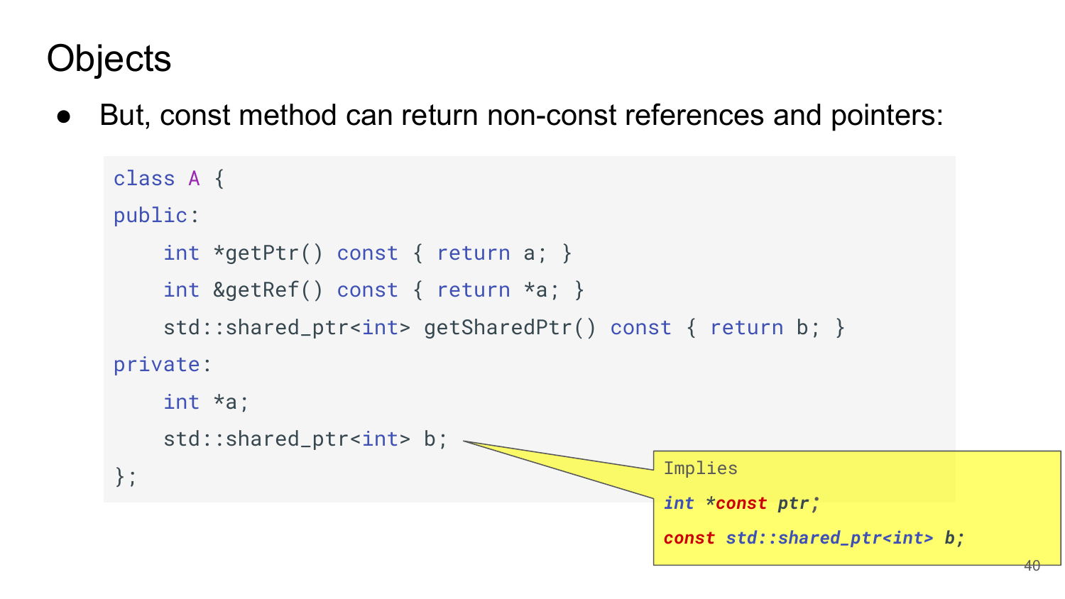# Objects

- But, const method can return non-const references and pointers:

```
class A {
public:
    int *getPtr() const { return a; }
    int &getRef() const { return *a; }
    std::shared_ptr<int> getSharedPtr() const { return b; }
private:
    int *a;
    std::shared_ptr<int> b;
};
```

Implies

```
int *const ptr;
const std::shared_ptr<int> b;
```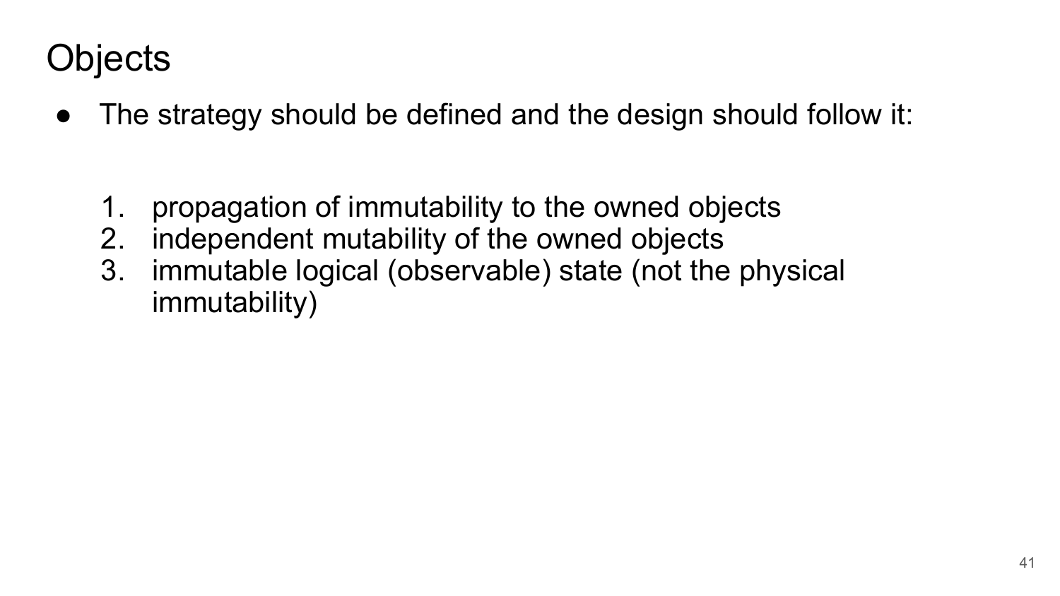# Objects

- The strategy should be defined and the design should follow it:

  1. propagation of immutability to the owned objects
  2. independent mutability of the owned objects
  3. immutable logical (observable) state (not the physical immutability)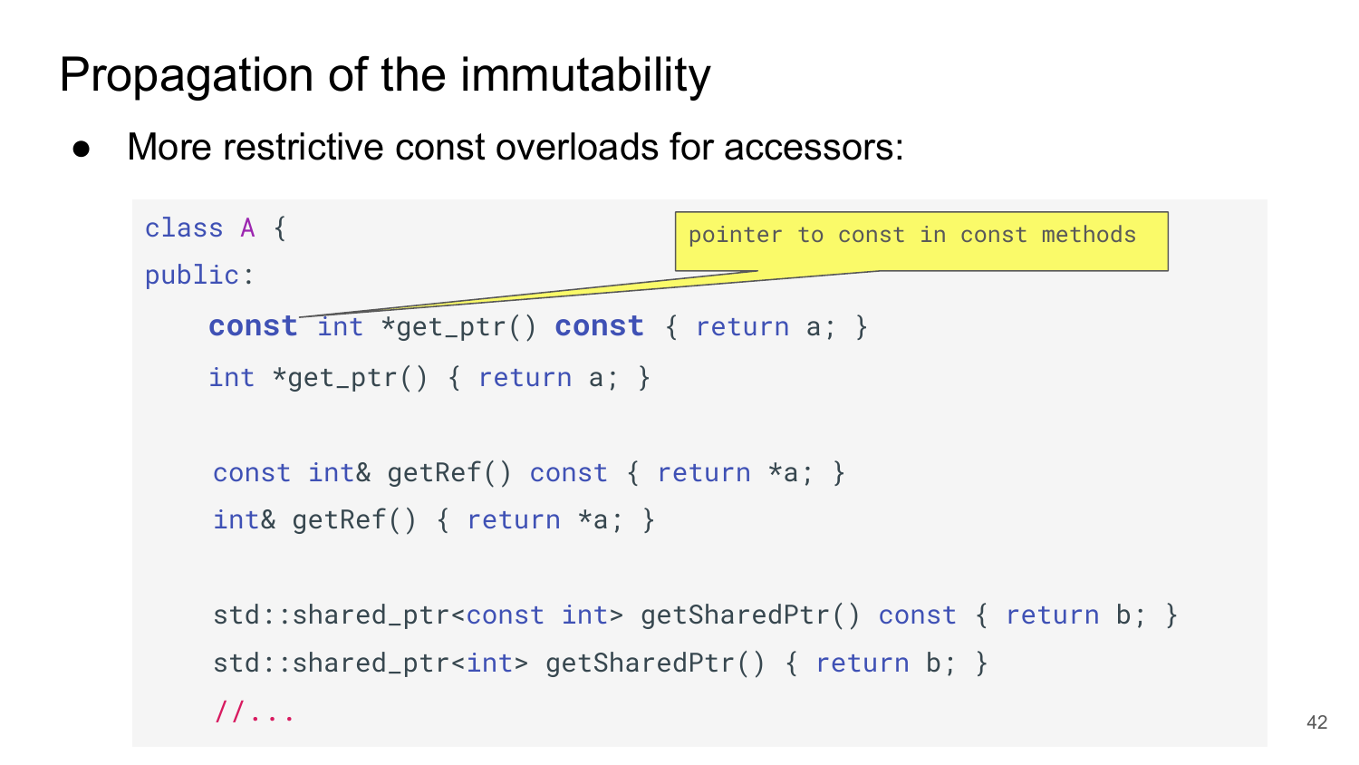# Propagation of the immutability

- More restrictive const overloads for accessors:

```
class A {
public:
    const int *get_ptr() const { return a; }
    int *get_ptr() { return a; }

    const int& getRef() const { return *a; }
    int& getRef() { return *a; }

    std::shared_ptr<const int> getSharedPtr() const { return b; }
    std::shared_ptr<int> getSharedPtr() { return b; }
    //...
```

pointer to const in const methods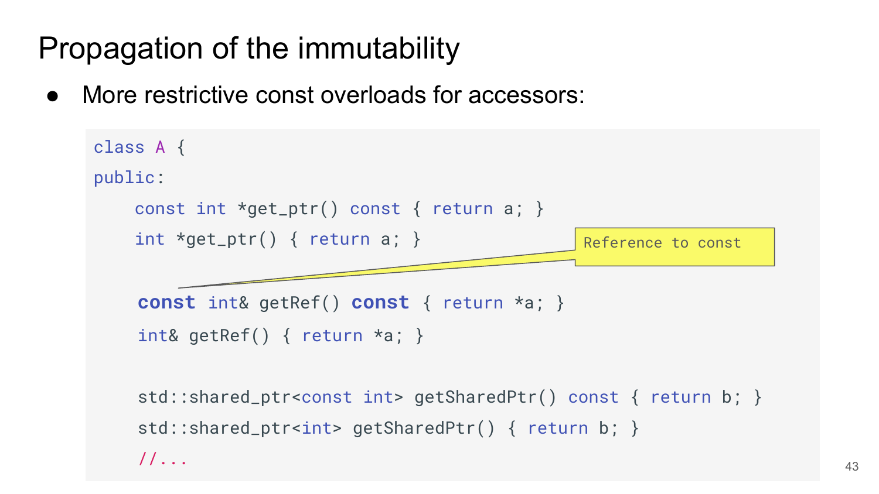# Propagation of the immutability

- More restrictive const overloads for accessors:

```
class A {
public:
    const int *get_ptr() const { return a; }
    int *get_ptr() { return a; }

    const int& getRef() const { return *a; }
    int& getRef() { return *a; }

    std::shared_ptr<const int> getSharedPtr() const { return b; }
    std::shared_ptr<int> getSharedPtr() { return b; }
    //...
```

Reference to const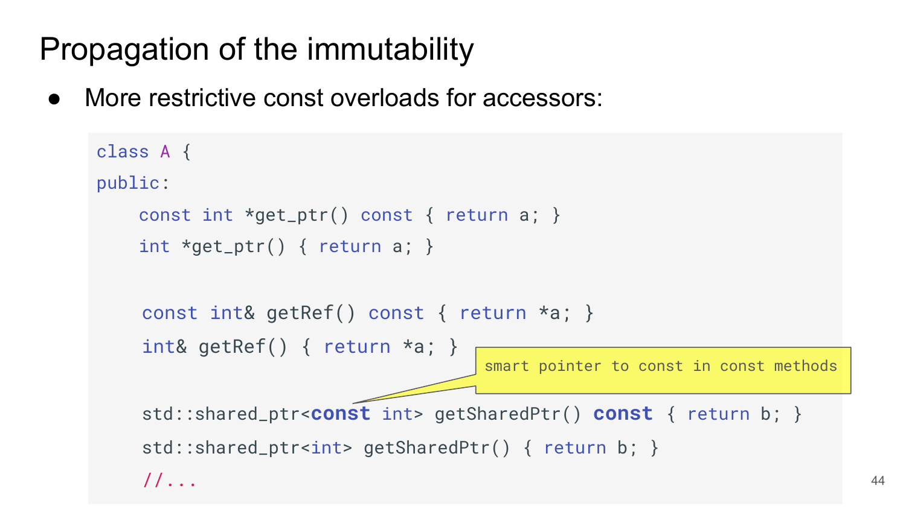# Propagation of the immutability

- More restrictive const overloads for accessors:

```
class A {
public:
    const int *get_ptr() const { return a; }
    int *get_ptr() { return a; }

    const int& getRef() const { return *a; }
    int& getRef() { return *a; }

    std::shared_ptr<const int> getSharedPtr() const { return b; }
    std::shared_ptr<int> getSharedPtr() { return b; }
    //...
```

smart pointer to const in const methods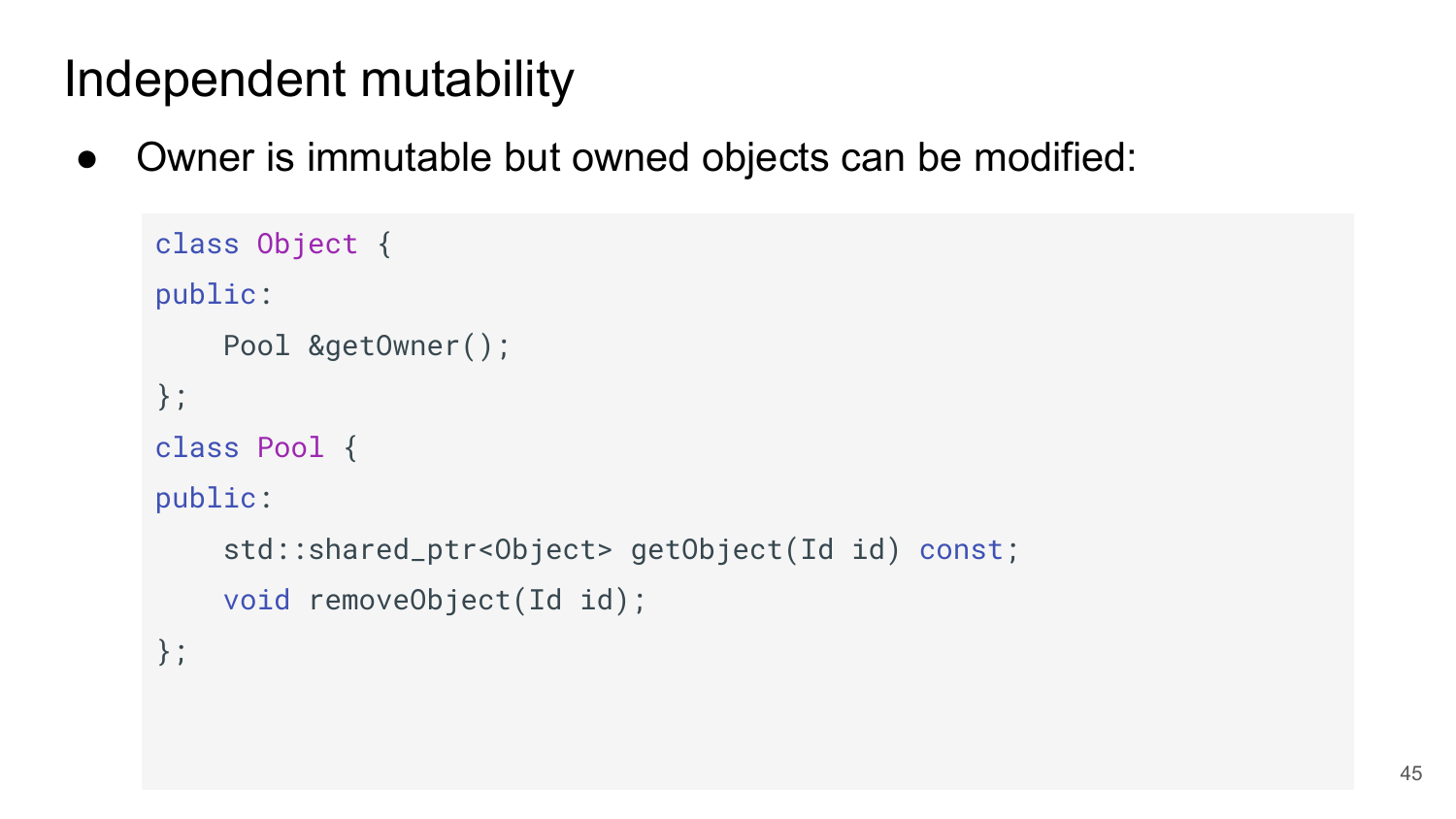# Independent mutability

- Owner is immutable but owned objects can be modified:

```
class Object {
public:
    Pool &getOwner();
};
class Pool {
public:
    std::shared_ptr<Object> getObject(Id id) const;
    void removeObject(Id id);
};
```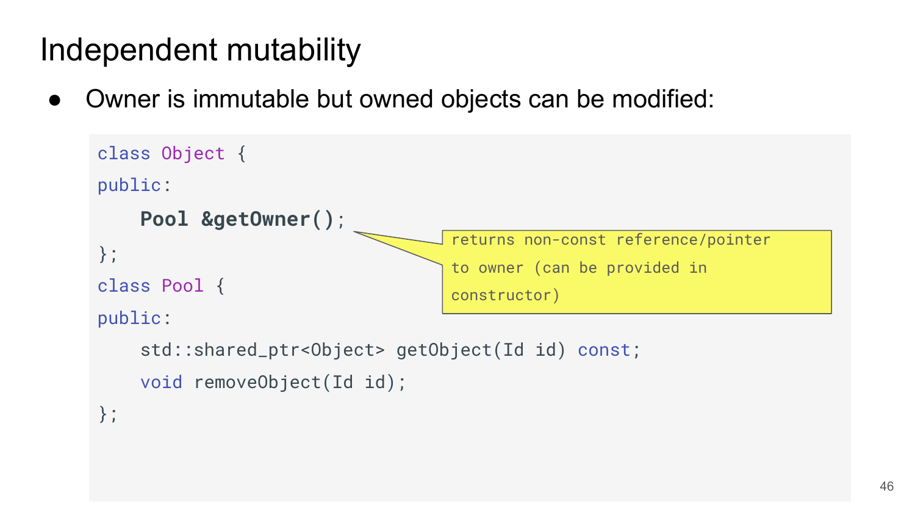# Independent mutability

- Owner is immutable but owned objects can be modified:

```
class Object {
public:
    Pool &getOwner();
};
class Pool {
public:
    std::shared_ptr<Object> getObject(Id id) const;
    void removeObject(Id id);
};
```

returns non-const reference/pointer to owner (can be provided in constructor)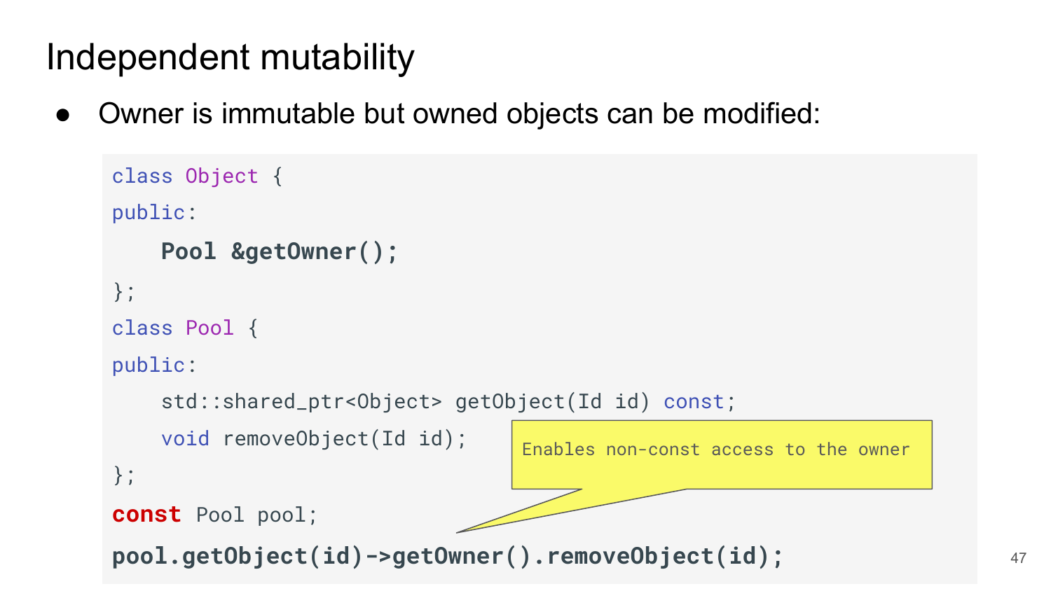# Independent mutability

- Owner is immutable but owned objects can be modified:

```
class Object {
public:
    Pool &getOwner();
};
class Pool {
public:
    std::shared_ptr<Object> getObject(Id id) const;
    void removeObject(Id id);
};
const Pool pool;
pool.getObject(id)->getOwner().removeObject(id);
```

Enables non-const access to the owner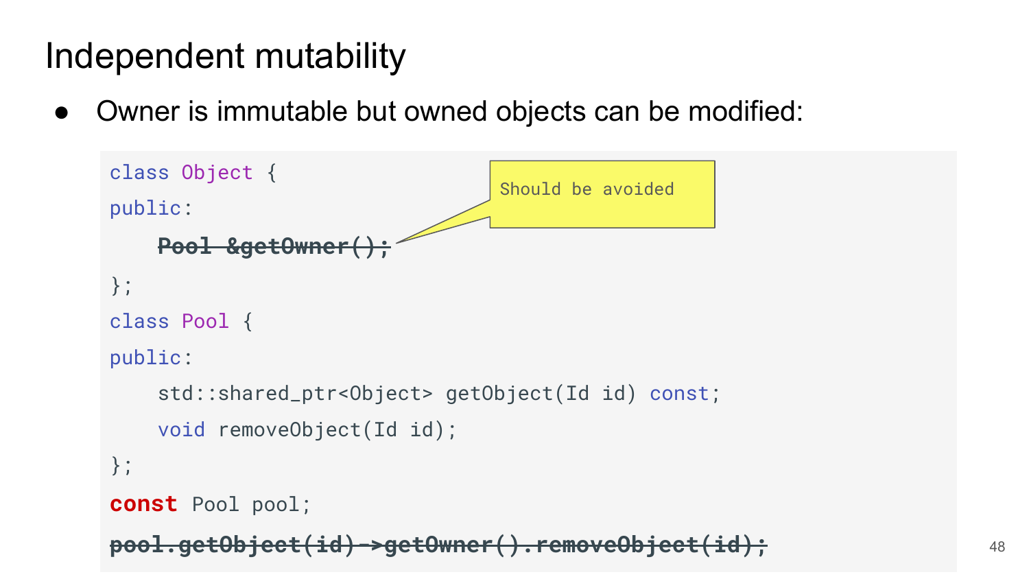# Independent mutability

- Owner is immutable but owned objects can be modified:

```
class Object {
public:
    Pool &getOwner();
};
class Pool {
public:
    std::shared_ptr<Object> getObject(Id id) const;
    void removeObject(Id id);
};
const Pool pool;
pool.getObject(id)->getOwner().removeObject(id);
```

Should be avoided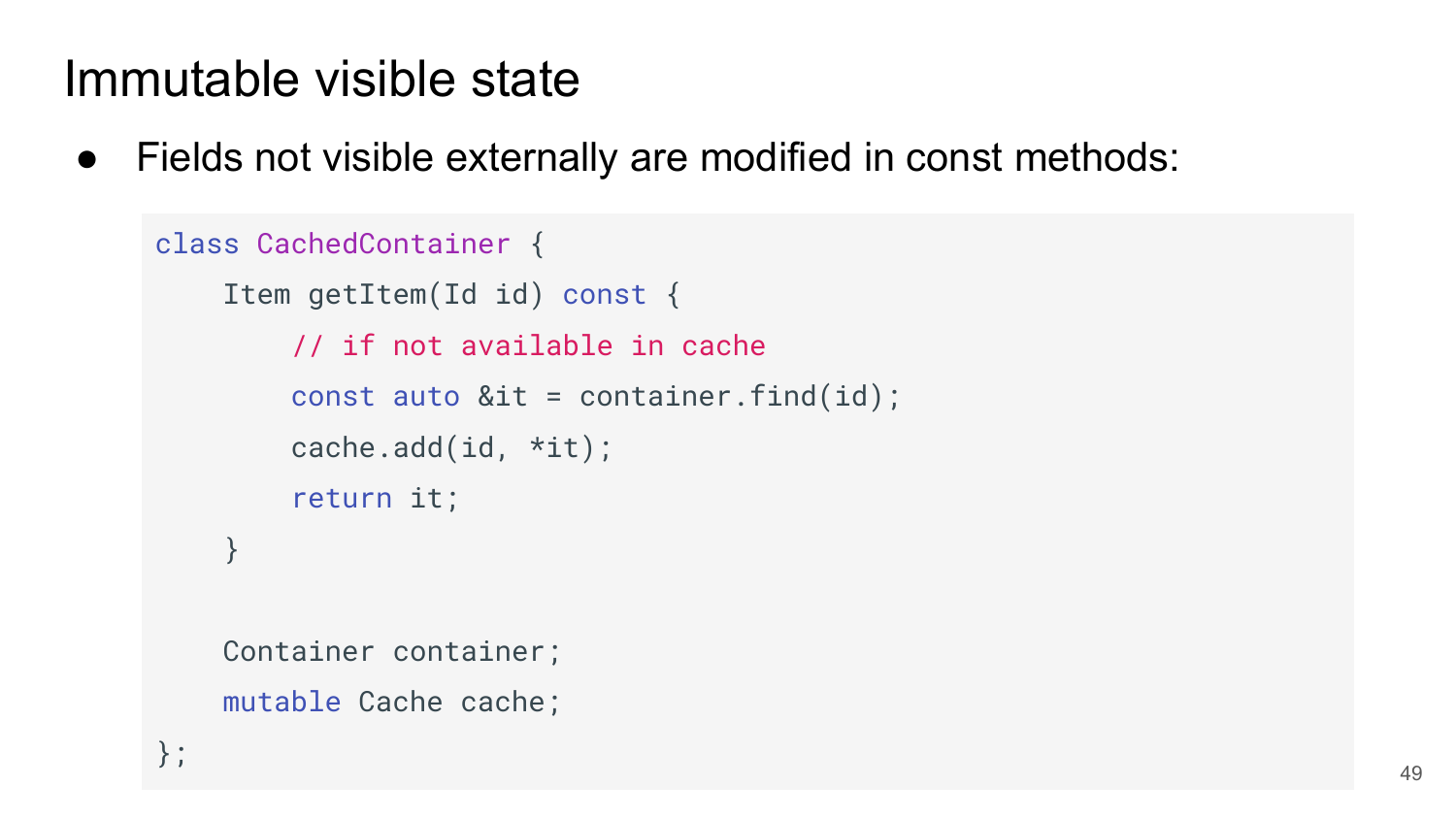# Immutable visible state

- Fields not visible externally are modified in const methods:

```
class CachedContainer {
    Item getItem(Id id) const {
        // if not available in cache
        const auto &it = container.find(id);
        cache.add(id, *it);
        return it;
    }

    Container container;
    mutable Cache cache;
};
```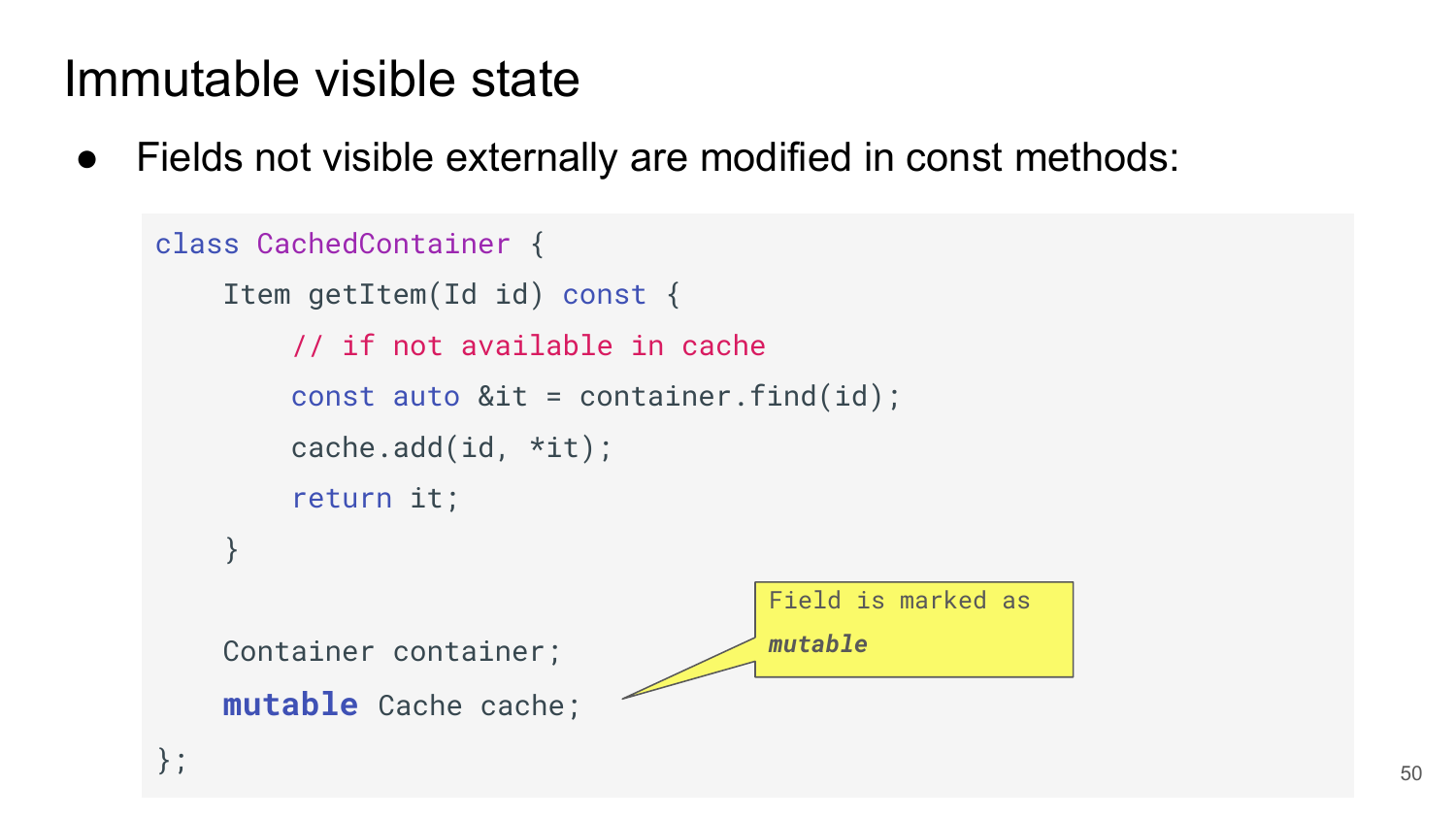# Immutable visible state

- Fields not visible externally are modified in const methods:

```
class CachedContainer {
    Item getItem(Id id) const {
        // if not available in cache
        const auto &it = container.find(id);
        cache.add(id, *it);
        return it;
    }

    Container container;
    mutable Cache cache;
};
```

Field is marked as ***mutable***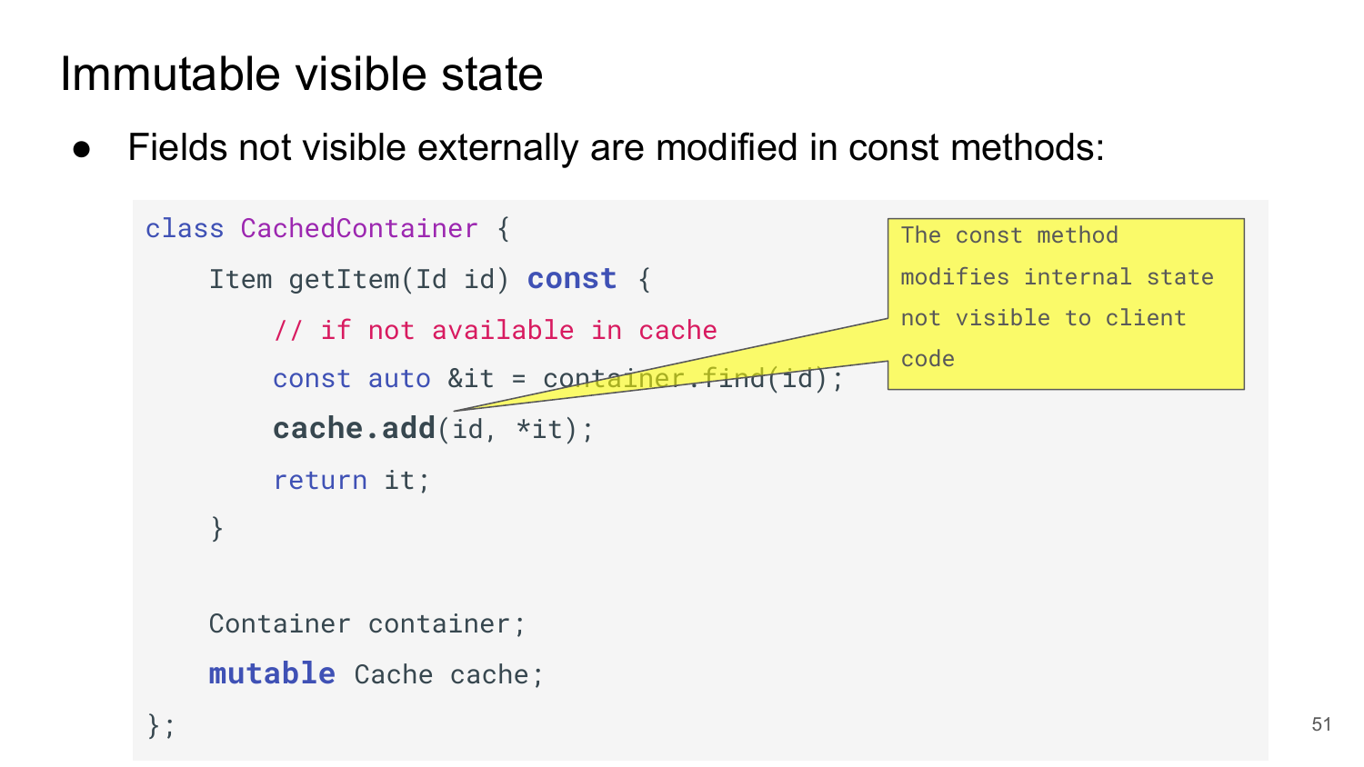# Immutable visible state

- Fields not visible externally are modified in const methods:

```
class CachedContainer {
    Item getItem(Id id) const {
        // if not available in cache
        const auto &it = container.find(id);
        cache.add(id, *it);
        return it;
    }

    Container container;
    mutable Cache cache;
};
```

The const method modifies internal state not visible to client code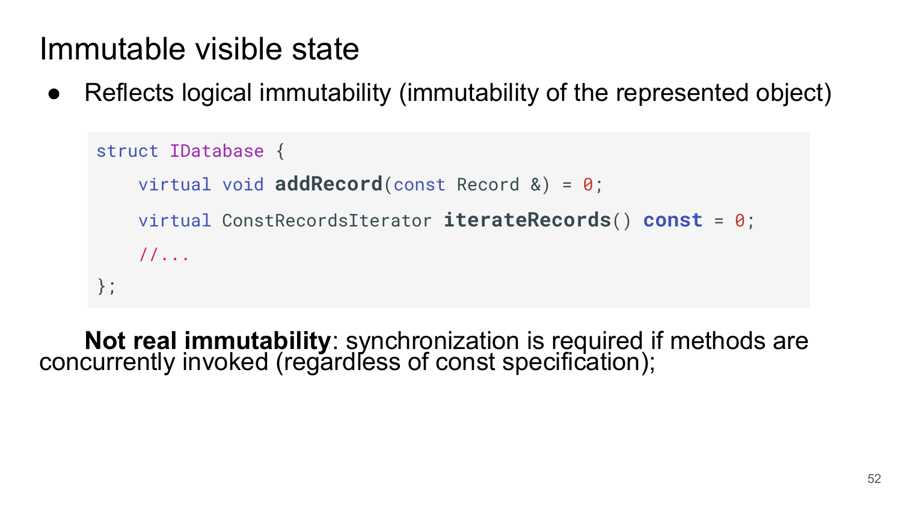# Immutable visible state

- Reflects logical immutability (immutability of the represented object)

```
struct IDatabase {
    virtual void addRecord(const Record &) = 0;
    virtual ConstRecordsIterator iterateRecords() const = 0;
    //...
};
```

**Not real immutability**: synchronization is required if methods are concurrently invoked (regardless of const specification);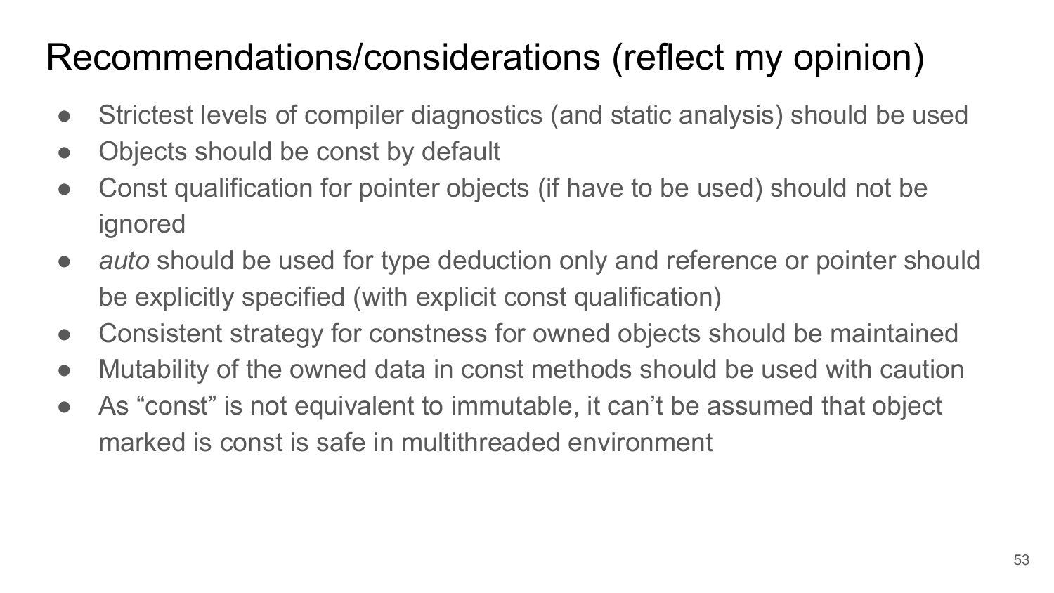# Recommendations/considerations (reflect my opinion)

- Strictest levels of compiler diagnostics (and static analysis) should be used
- Objects should be const by default
- Const qualification for pointer objects (if have to be used) should not be ignored
- *auto* should be used for type deduction only and reference or pointer should be explicitly specified (with explicit const qualification)
- Consistent strategy for constness for owned objects should be maintained
- Mutability of the owned data in const methods should be used with caution
- As “const” is not equivalent to immutable, it can’t be assumed that object marked is const is safe in multithreaded environment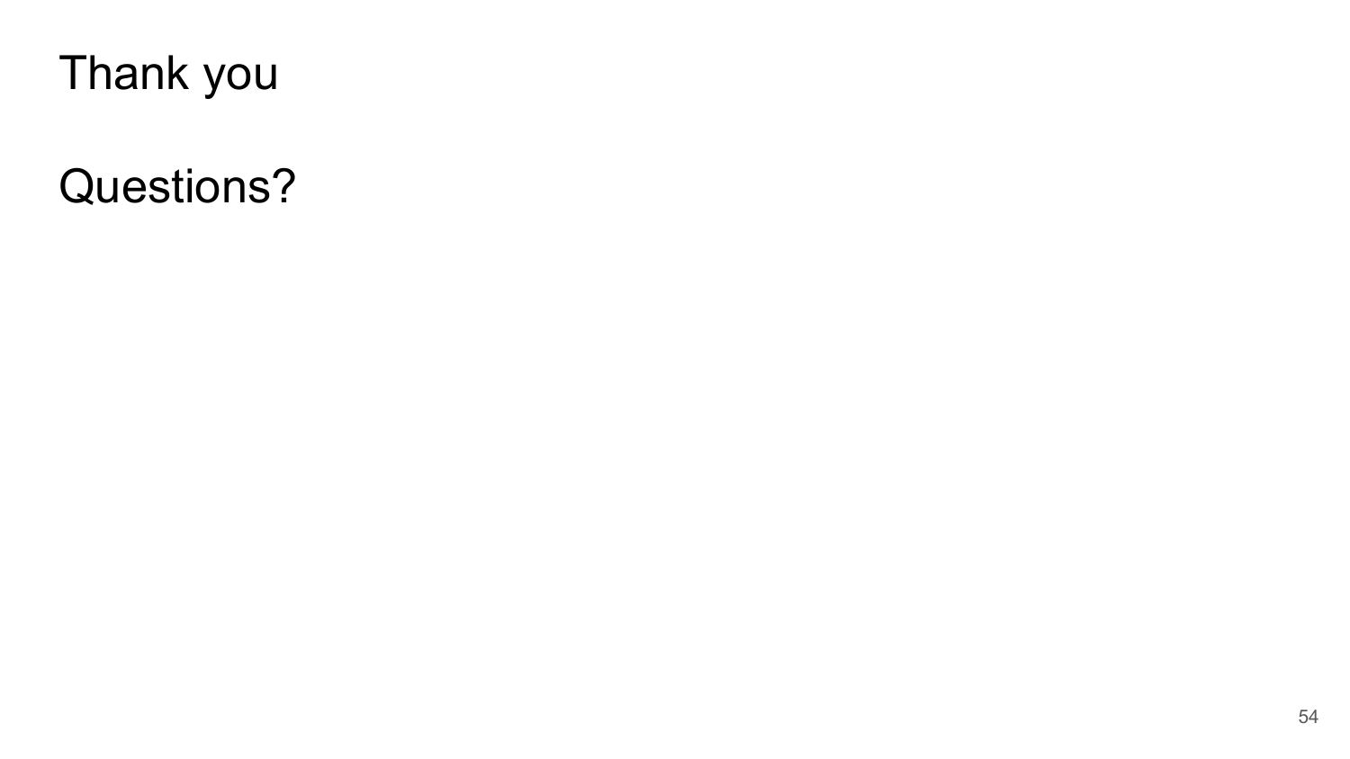Thank you

Questions?